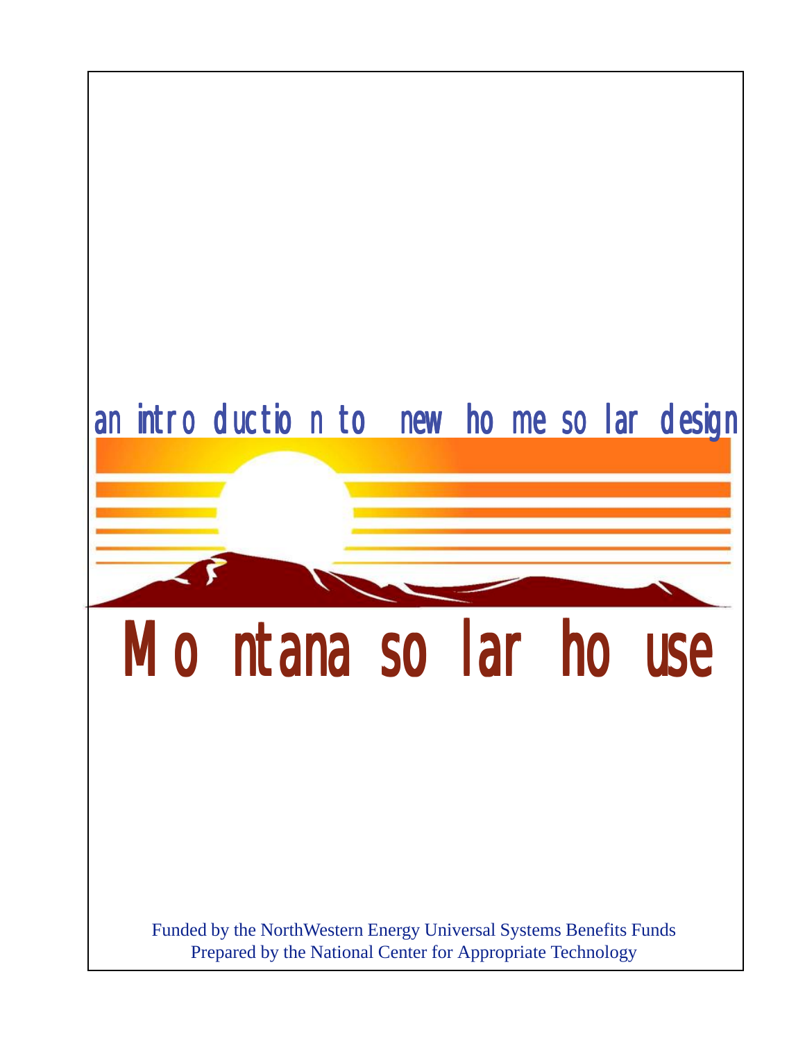an introduction to new home solar design

# Montana solar house

Funded by the NorthWestern Energy Universal Systems Benefits Funds
Prepared by the National Center for Appropriate Technology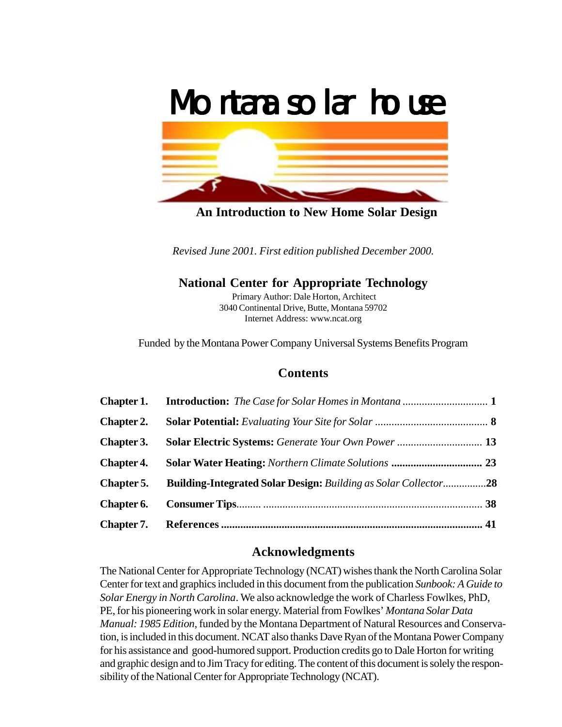# Montana solar house

**An Introduction to New Home Solar Design**

*Revised June 2001. First edition published December 2000.*

**National Center for Appropriate Technology**

Primary Author: Dale Horton, Architect
3040 Continental Drive, Butte, Montana 59702
Internet Address: www.ncat.org

Funded by the Montana Power Company Universal Systems Benefits Program

## Contents

| | | |
|---|---|---|
| **Chapter 1.** | **Introduction:** *The Case for Solar Homes in Montana* | **1** |
| **Chapter 2.** | **Solar Potential:** *Evaluating Your Site for Solar* | **8** |
| **Chapter 3.** | **Solar Electric Systems:** *Generate Your Own Power* | **13** |
| **Chapter 4.** | **Solar Water Heating:** *Northern Climate Solutions* | **23** |
| **Chapter 5.** | **Building-Integrated Solar Design:** *Building as Solar Collector* | **28** |
| **Chapter 6.** | **Consumer Tips** | **38** |
| **Chapter 7.** | **References** | **41** |

## Acknowledgments

The National Center for Appropriate Technology (NCAT) wishes thank the North Carolina Solar Center for text and graphics included in this document from the publication *Sunbook: A Guide to Solar Energy in North Carolina*. We also acknowledge the work of Charless Fowlkes, PhD, PE, for his pioneering work in solar energy. Material from Fowlkes' *Montana Solar Data Manual: 1985 Edition*, funded by the Montana Department of Natural Resources and Conservation, is included in this document. NCAT also thanks Dave Ryan of the Montana Power Company for his assistance and good-humored support. Production credits go to Dale Horton for writing and graphic design and to Jim Tracy for editing. The content of this document is solely the responsibility of the National Center for Appropriate Technology (NCAT).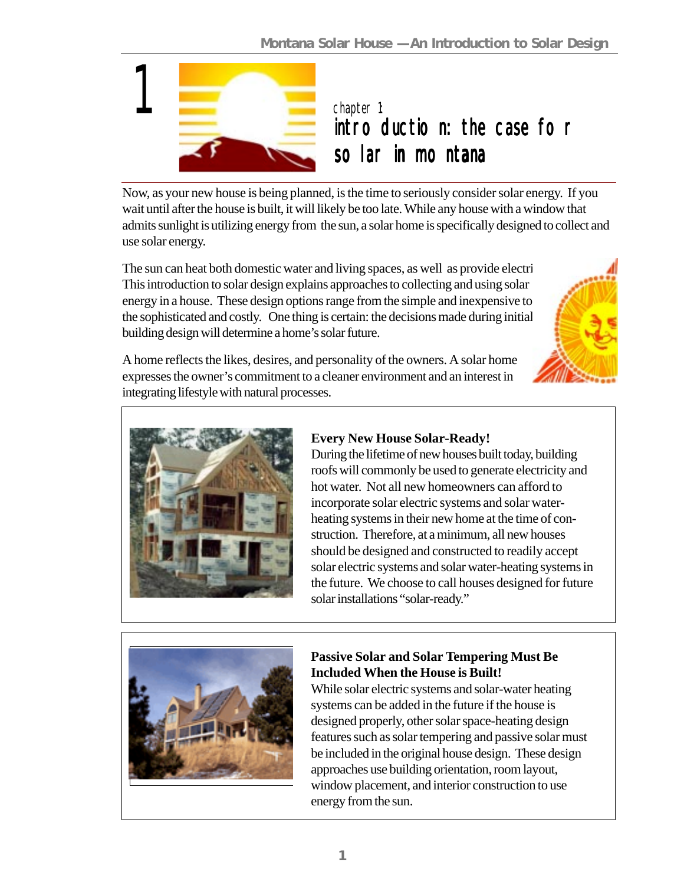# chapter 1

# introduction: the case for solar in montana

Now, as your new house is being planned, is the time to seriously consider solar energy. If you wait until after the house is built, it will likely be too late. While any house with a window that admits sunlight is utilizing energy from the sun, a solar home is specifically designed to collect and use solar energy.

The sun can heat both domestic water and living spaces, as well as provide electri This introduction to solar design explains approaches to collecting and using solar energy in a house. These design options range from the simple and inexpensive to the sophisticated and costly. One thing is certain: the decisions made during initial building design will determine a home's solar future.

A home reflects the likes, desires, and personality of the owners. A solar home expresses the owner's commitment to a cleaner environment and an interest in integrating lifestyle with natural processes.

**Every New House Solar-Ready!**

During the lifetime of new houses built today, building roofs will commonly be used to generate electricity and hot water. Not all new homeowners can afford to incorporate solar electric systems and solar water-heating systems in their new home at the time of construction. Therefore, at a minimum, all new houses should be designed and constructed to readily accept solar electric systems and solar water-heating systems in the future. We choose to call houses designed for future solar installations "solar-ready."

**Passive Solar and Solar Tempering Must Be Included When the House is Built!**

While solar electric systems and solar-water heating systems can be added in the future if the house is designed properly, other solar space-heating design features such as solar tempering and passive solar must be included in the original house design. These design approaches use building orientation, room layout, window placement, and interior construction to use energy from the sun.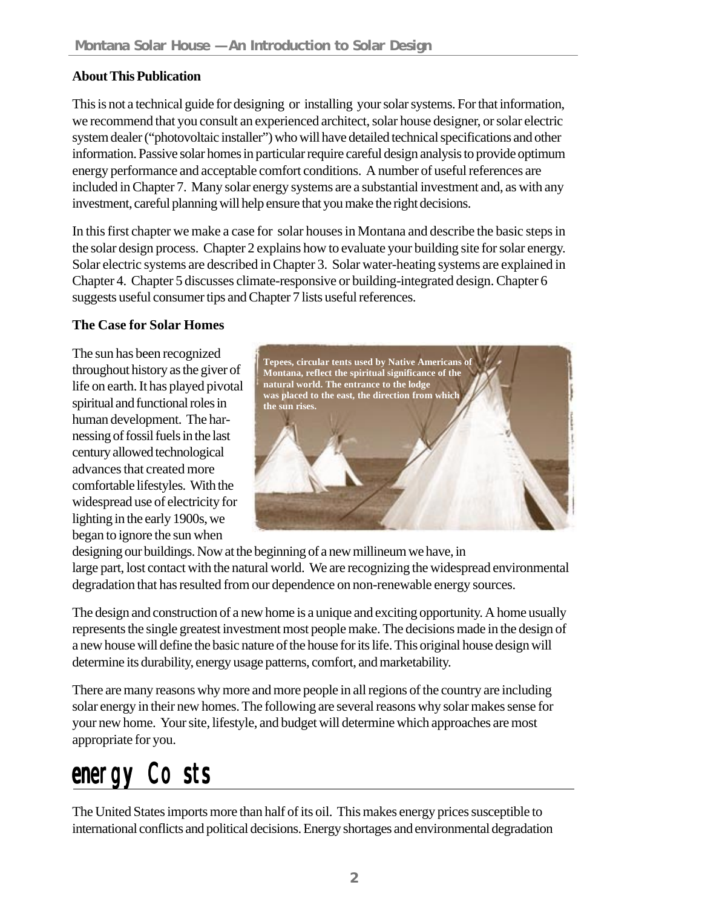**About This Publication**

This is not a technical guide for designing or installing your solar systems. For that information, we recommend that you consult an experienced architect, solar house designer, or solar electric system dealer ("photovoltaic installer") who will have detailed technical specifications and other information. Passive solar homes in particular require careful design analysis to provide optimum energy performance and acceptable comfort conditions. A number of useful references are included in Chapter 7. Many solar energy systems are a substantial investment and, as with any investment, careful planning will help ensure that you make the right decisions.

In this first chapter we make a case for solar houses in Montana and describe the basic steps in the solar design process. Chapter 2 explains how to evaluate your building site for solar energy. Solar electric systems are described in Chapter 3. Solar water-heating systems are explained in Chapter 4. Chapter 5 discusses climate-responsive or building-integrated design. Chapter 6 suggests useful consumer tips and Chapter 7 lists useful references.

**The Case for Solar Homes**

The sun has been recognized throughout history as the giver of life on earth. It has played pivotal spiritual and functional roles in human development. The harnessing of fossil fuels in the last century allowed technological advances that created more comfortable lifestyles. With the widespread use of electricity for lighting in the early 1900s, we began to ignore the sun when designing our buildings. Now at the beginning of a new millineum we have, in large part, lost contact with the natural world. We are recognizing the widespread environmental degradation that has resulted from our dependence on non-renewable energy sources.

**Tepees, circular tents used by Native Americans of Montana, reflect the spiritual significance of the natural world. The entrance to the lodge was placed to the east, the direction from which the sun rises.**

The design and construction of a new home is a unique and exciting opportunity. A home usually represents the single greatest investment most people make. The decisions made in the design of a new house will define the basic nature of the house for its life. This original house design will determine its durability, energy usage patterns, comfort, and marketability.

There are many reasons why more and more people in all regions of the country are including solar energy in their new homes. The following are several reasons why solar makes sense for your new home. Your site, lifestyle, and budget will determine which approaches are most appropriate for you.

## Energy Costs

The United States imports more than half of its oil. This makes energy prices susceptible to international conflicts and political decisions. Energy shortages and environmental degradation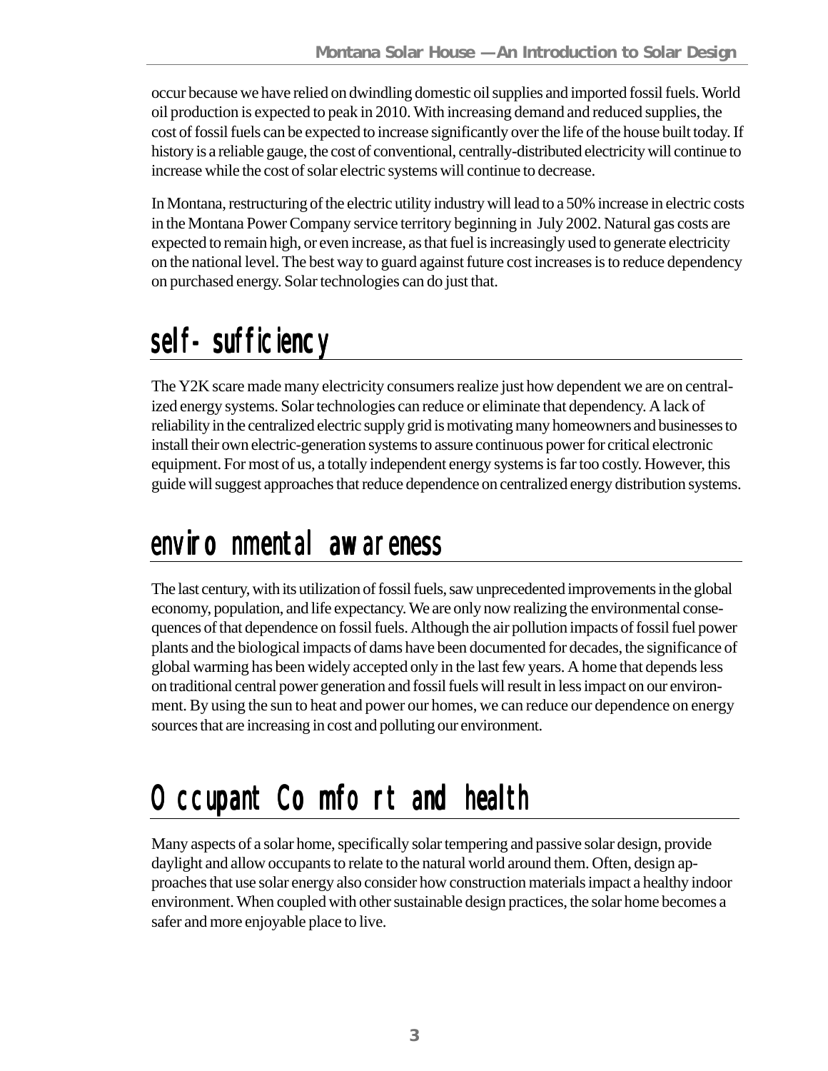occur because we have relied on dwindling domestic oil supplies and imported fossil fuels. World oil production is expected to peak in 2010. With increasing demand and reduced supplies, the cost of fossil fuels can be expected to increase significantly over the life of the house built today. If history is a reliable gauge, the cost of conventional, centrally-distributed electricity will continue to increase while the cost of solar electric systems will continue to decrease.

In Montana, restructuring of the electric utility industry will lead to a 50% increase in electric costs in the Montana Power Company service territory beginning in July 2002. Natural gas costs are expected to remain high, or even increase, as that fuel is increasingly used to generate electricity on the national level. The best way to guard against future cost increases is to reduce dependency on purchased energy. Solar technologies can do just that.

## self-sufficiency

The Y2K scare made many electricity consumers realize just how dependent we are on centralized energy systems. Solar technologies can reduce or eliminate that dependency. A lack of reliability in the centralized electric supply grid is motivating many homeowners and businesses to install their own electric-generation systems to assure continuous power for critical electronic equipment. For most of us, a totally independent energy systems is far too costly. However, this guide will suggest approaches that reduce dependence on centralized energy distribution systems.

## environmental awareness

The last century, with its utilization of fossil fuels, saw unprecedented improvements in the global economy, population, and life expectancy. We are only now realizing the environmental consequences of that dependence on fossil fuels. Although the air pollution impacts of fossil fuel power plants and the biological impacts of dams have been documented for decades, the significance of global warming has been widely accepted only in the last few years. A home that depends less on traditional central power generation and fossil fuels will result in less impact on our environment. By using the sun to heat and power our homes, we can reduce our dependence on energy sources that are increasing in cost and polluting our environment.

## Occupant Comfort and health

Many aspects of a solar home, specifically solar tempering and passive solar design, provide daylight and allow occupants to relate to the natural world around them. Often, design approaches that use solar energy also consider how construction materials impact a healthy indoor environment. When coupled with other sustainable design practices, the solar home becomes a safer and more enjoyable place to live.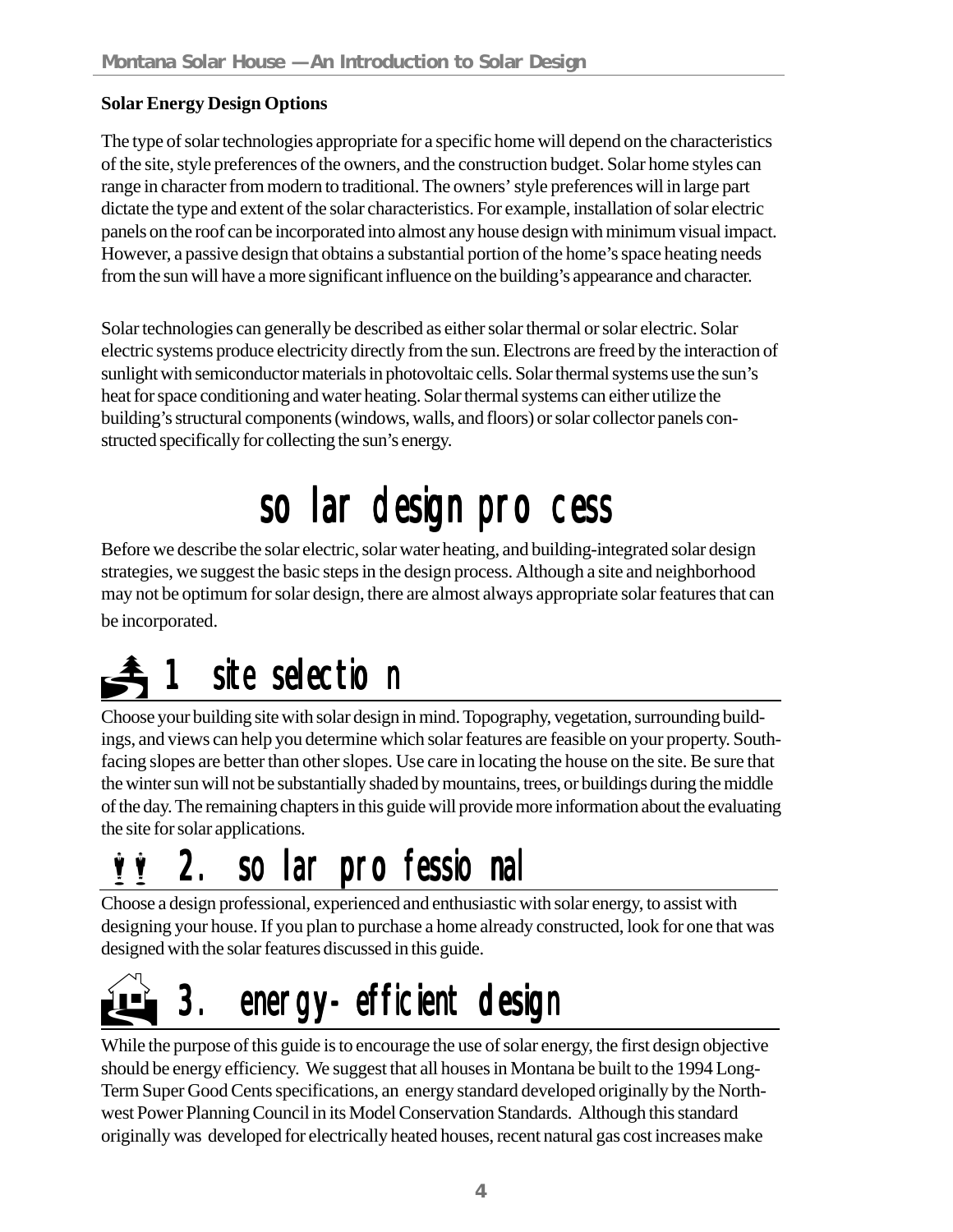## Solar Energy Design Options

The type of solar technologies appropriate for a specific home will depend on the characteristics of the site, style preferences of the owners, and the construction budget. Solar home styles can range in character from modern to traditional. The owners' style preferences will in large part dictate the type and extent of the solar characteristics. For example, installation of solar electric panels on the roof can be incorporated into almost any house design with minimum visual impact. However, a passive design that obtains a substantial portion of the home's space heating needs from the sun will have a more significant influence on the building's appearance and character.

Solar technologies can generally be described as either solar thermal or solar electric. Solar electric systems produce electricity directly from the sun. Electrons are freed by the interaction of sunlight with semiconductor materials in photovoltaic cells. Solar thermal systems use the sun's heat for space conditioning and water heating. Solar thermal systems can either utilize the building's structural components (windows, walls, and floors) or solar collector panels constructed specifically for collecting the sun's energy.

# solar design process

Before we describe the solar electric, solar water heating, and building-integrated solar design strategies, we suggest the basic steps in the design process. Although a site and neighborhood may not be optimum for solar design, there are almost always appropriate solar features that can be incorporated.

## 1. site selection

Choose your building site with solar design in mind. Topography, vegetation, surrounding buildings, and views can help you determine which solar features are feasible on your property. South-facing slopes are better than other slopes. Use care in locating the house on the site. Be sure that the winter sun will not be substantially shaded by mountains, trees, or buildings during the middle of the day. The remaining chapters in this guide will provide more information about the evaluating the site for solar applications.

## 2. solar professional

Choose a design professional, experienced and enthusiastic with solar energy, to assist with designing your house. If you plan to purchase a home already constructed, look for one that was designed with the solar features discussed in this guide.

## 3. energy-efficient design

While the purpose of this guide is to encourage the use of solar energy, the first design objective should be energy efficiency. We suggest that all houses in Montana be built to the 1994 Long-Term Super Good Cents specifications, an energy standard developed originally by the Northwest Power Planning Council in its Model Conservation Standards. Although this standard originally was developed for electrically heated houses, recent natural gas cost increases make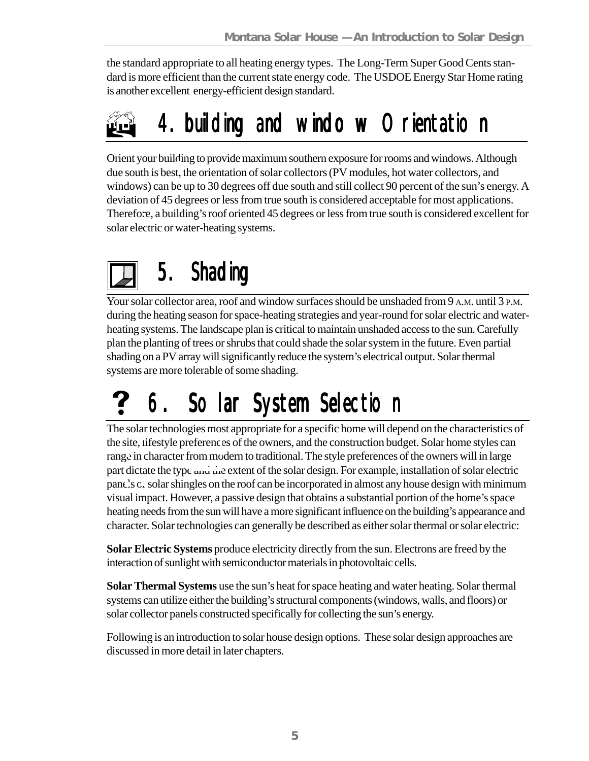the standard appropriate to all heating energy types. The Long-Term Super Good Cents standard is more efficient than the current state energy code. The USDOE Energy Star Home rating is another excellent energy-efficient design standard.

## 4. building and window Orientation

Orient your building to provide maximum southern exposure for rooms and windows. Although due south is best, the orientation of solar collectors (PV modules, hot water collectors, and windows) can be up to 30 degrees off due south and still collect 90 percent of the sun's energy. A deviation of 45 degrees or less from true south is considered acceptable for most applications. Therefore, a building's roof oriented 45 degrees or less from true south is considered excellent for solar electric or water-heating systems.

## 5. Shading

Your solar collector area, roof and window surfaces should be unshaded from 9 A.M. until 3 P.M. during the heating season for space-heating strategies and year-round for solar electric and water-heating systems. The landscape plan is critical to maintain unshaded access to the sun. Carefully plan the planting of trees or shrubs that could shade the solar system in the future. Even partial shading on a PV array will significantly reduce the system's electrical output. Solar thermal systems are more tolerable of some shading.

## 6. Solar System Selection

The solar technologies most appropriate for a specific home will depend on the characteristics of the site, lifestyle preferences of the owners, and the construction budget. Solar home styles can range in character from modern to traditional. The style preferences of the owners will in large part dictate the type and the extent of the solar design. For example, installation of solar electric panels or solar shingles on the roof can be incorporated in almost any house design with minimum visual impact. However, a passive design that obtains a substantial portion of the home's space heating needs from the sun will have a more significant influence on the building's appearance and character. Solar technologies can generally be described as either solar thermal or solar electric:

**Solar Electric Systems** produce electricity directly from the sun. Electrons are freed by the interaction of sunlight with semiconductor materials in photovoltaic cells.

**Solar Thermal Systems** use the sun's heat for space heating and water heating. Solar thermal systems can utilize either the building's structural components (windows, walls, and floors) or solar collector panels constructed specifically for collecting the sun's energy.

Following is an introduction to solar house design options. These solar design approaches are discussed in more detail in later chapters.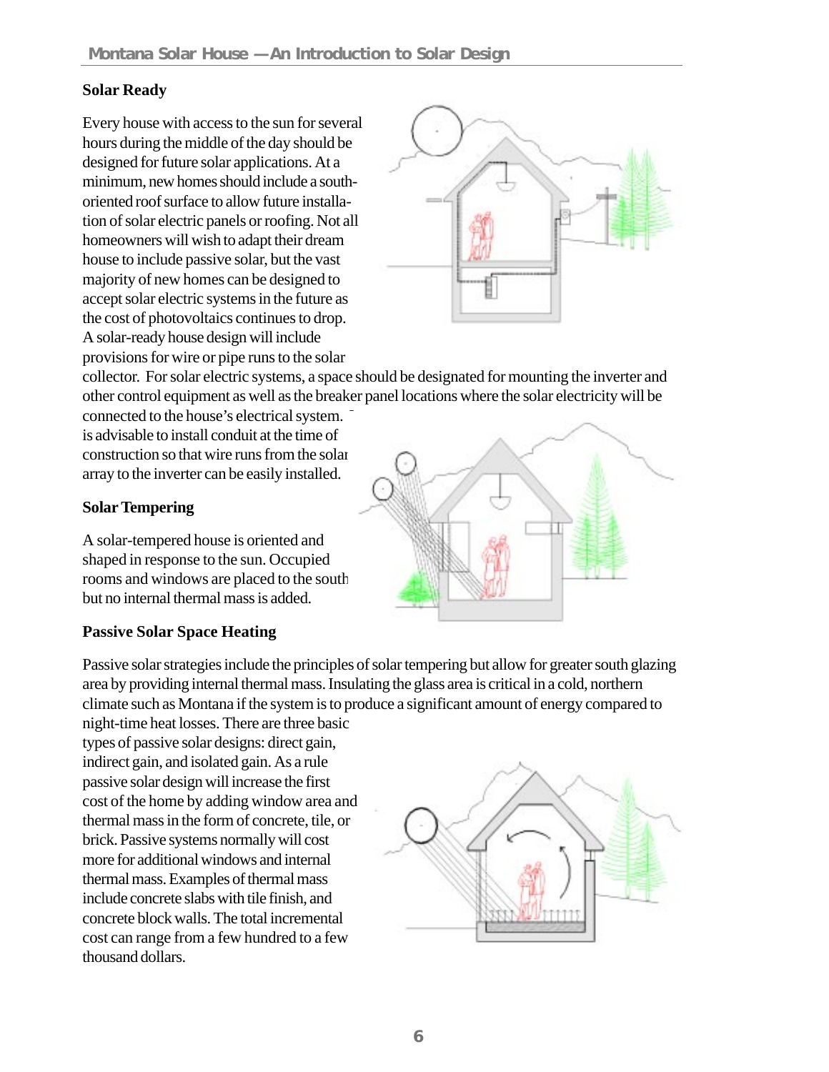## Solar Ready

Every house with access to the sun for several hours during the middle of the day should be designed for future solar applications. At a minimum, new homes should include a south-oriented roof surface to allow future installation of solar electric panels or roofing. Not all homeowners will wish to adapt their dream house to include passive solar, but the vast majority of new homes can be designed to accept solar electric systems in the future as the cost of photovoltaics continues to drop. A solar-ready house design will include provisions for wire or pipe runs to the solar collector. For solar electric systems, a space should be designated for mounting the inverter and other control equipment as well as the breaker panel locations where the solar electricity will be connected to the house's electrical system. It is advisable to install conduit at the time of construction so that wire runs from the solar array to the inverter can be easily installed.

## Solar Tempering

A solar-tempered house is oriented and shaped in response to the sun. Occupied rooms and windows are placed to the south but no internal thermal mass is added.

## Passive Solar Space Heating

Passive solar strategies include the principles of solar tempering but allow for greater south glazing area by providing internal thermal mass. Insulating the glass area is critical in a cold, northern climate such as Montana if the system is to produce a significant amount of energy compared to night-time heat losses. There are three basic types of passive solar designs: direct gain, indirect gain, and isolated gain. As a rule passive solar design will increase the first cost of the home by adding window area and thermal mass in the form of concrete, tile, or brick. Passive systems normally will cost more for additional windows and internal thermal mass. Examples of thermal mass include concrete slabs with tile finish, and concrete block walls. The total incremental cost can range from a few hundred to a few thousand dollars.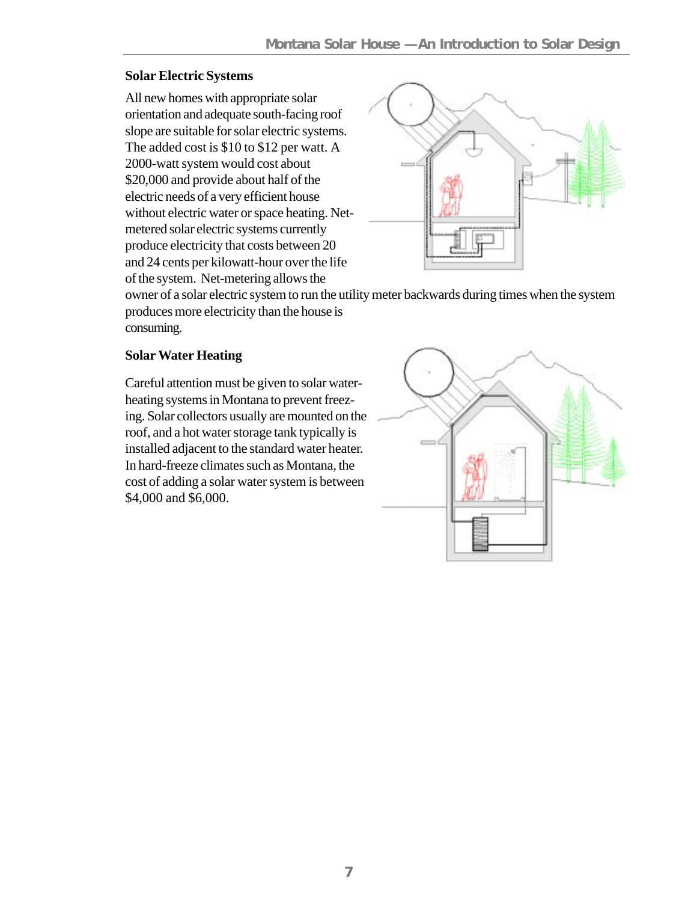## Solar Electric Systems

All new homes with appropriate solar orientation and adequate south-facing roof slope are suitable for solar electric systems. The added cost is $10 to $12 per watt. A 2000-watt system would cost about $20,000 and provide about half of the electric needs of a very efficient house without electric water or space heating. Net-metered solar electric systems currently produce electricity that costs between 20 and 24 cents per kilowatt-hour over the life of the system. Net-metering allows the owner of a solar electric system to run the utility meter backwards during times when the system produces more electricity than the house is consuming.

## Solar Water Heating

Careful attention must be given to solar water-heating systems in Montana to prevent freezing. Solar collectors usually are mounted on the roof, and a hot water storage tank typically is installed adjacent to the standard water heater. In hard-freeze climates such as Montana, the cost of adding a solar water system is between $4,000 and $6,000.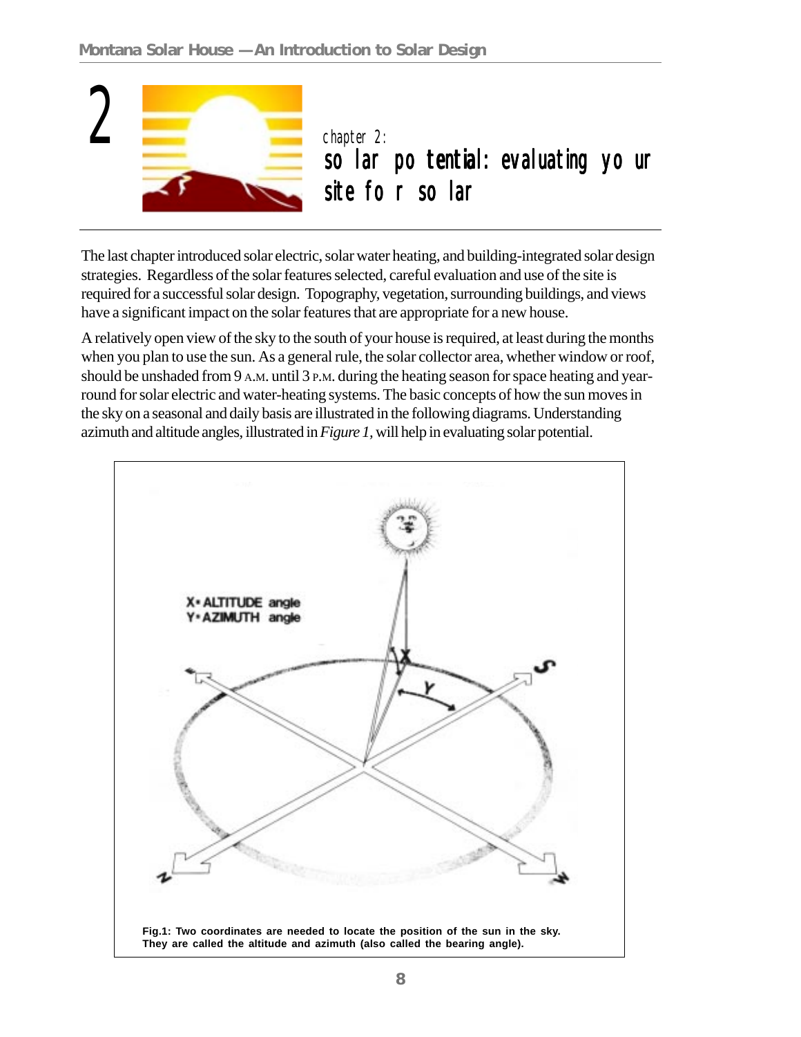# Chapter 2: Solar Potential: Evaluating Your Site for Solar

The last chapter introduced solar electric, solar water heating, and building-integrated solar design strategies. Regardless of the solar features selected, careful evaluation and use of the site is required for a successful solar design. Topography, vegetation, surrounding buildings, and views have a significant impact on the solar features that are appropriate for a new house.

A relatively open view of the sky to the south of your house is required, at least during the months when you plan to use the sun. As a general rule, the solar collector area, whether window or roof, should be unshaded from 9 A.M. until 3 P.M. during the heating season for space heating and year-round for solar electric and water-heating systems. The basic concepts of how the sun moves in the sky on a seasonal and daily basis are illustrated in the following diagrams. Understanding azimuth and altitude angles, illustrated in *Figure 1*, will help in evaluating solar potential.

X = ALTITUDE angle
Y = AZIMUTH angle

**Fig.1: Two coordinates are needed to locate the position of the sun in the sky. They are called the altitude and azimuth (also called the bearing angle).**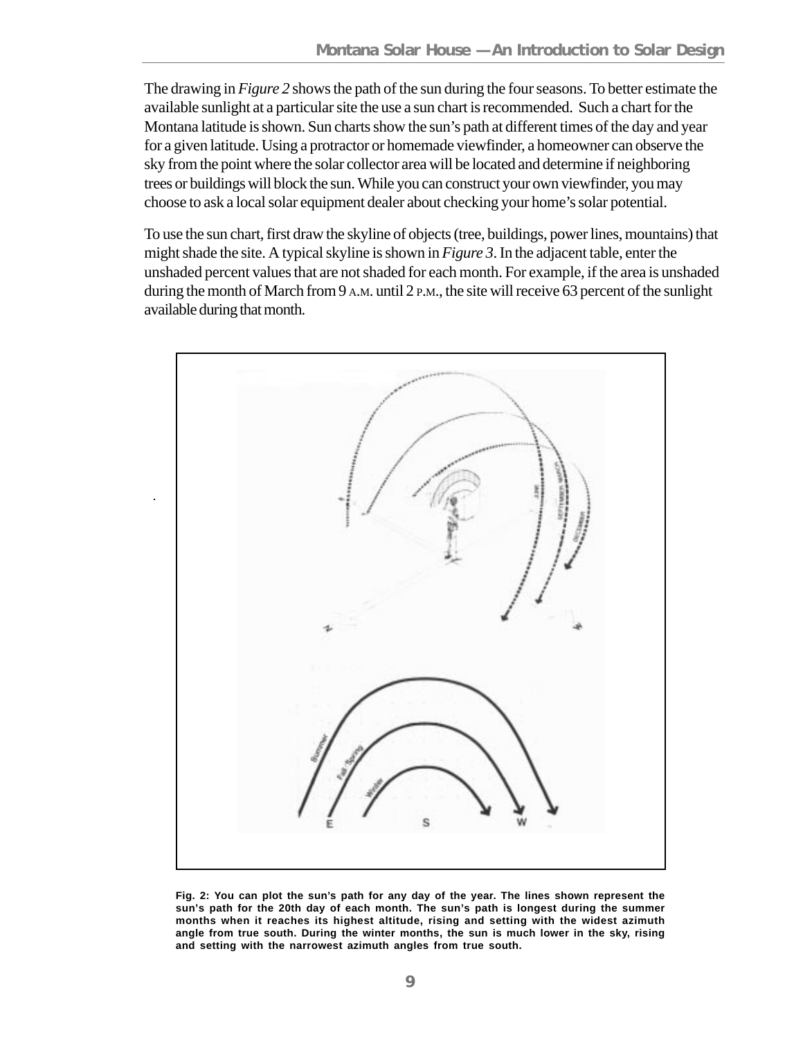The drawing in *Figure 2* shows the path of the sun during the four seasons. To better estimate the available sunlight at a particular site the use a sun chart is recommended. Such a chart for the Montana latitude is shown. Sun charts show the sun's path at different times of the day and year for a given latitude. Using a protractor or homemade viewfinder, a homeowner can observe the sky from the point where the solar collector area will be located and determine if neighboring trees or buildings will block the sun. While you can construct your own viewfinder, you may choose to ask a local solar equipment dealer about checking your home's solar potential.

To use the sun chart, first draw the skyline of objects (tree, buildings, power lines, mountains) that might shade the site. A typical skyline is shown in *Figure 3*. In the adjacent table, enter the unshaded percent values that are not shaded for each month. For example, if the area is unshaded during the month of March from 9 A.M. until 2 P.M., the site will receive 63 percent of the sunlight available during that month.

**Fig. 2: You can plot the sun's path for any day of the year. The lines shown represent the sun's path for the 20th day of each month. The sun's path is longest during the summer months when it reaches its highest altitude, rising and setting with the widest azimuth angle from true south. During the winter months, the sun is much lower in the sky, rising and setting with the narrowest azimuth angles from true south.**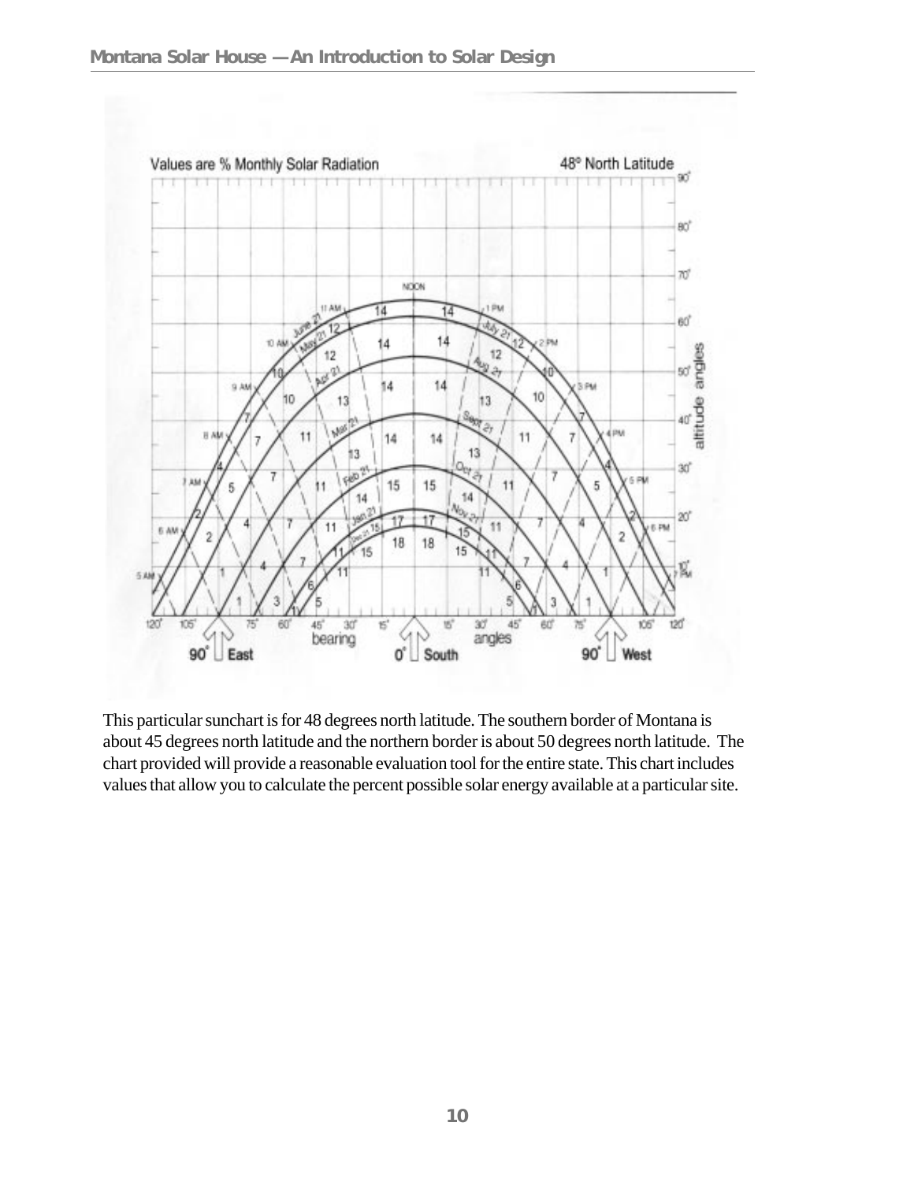Values are % Monthly Solar Radiation

48° North Latitude

This particular sunchart is for 48 degrees north latitude. The southern border of Montana is about 45 degrees north latitude and the northern border is about 50 degrees north latitude. The chart provided will provide a reasonable evaluation tool for the entire state. This chart includes values that allow you to calculate the percent possible solar energy available at a particular site.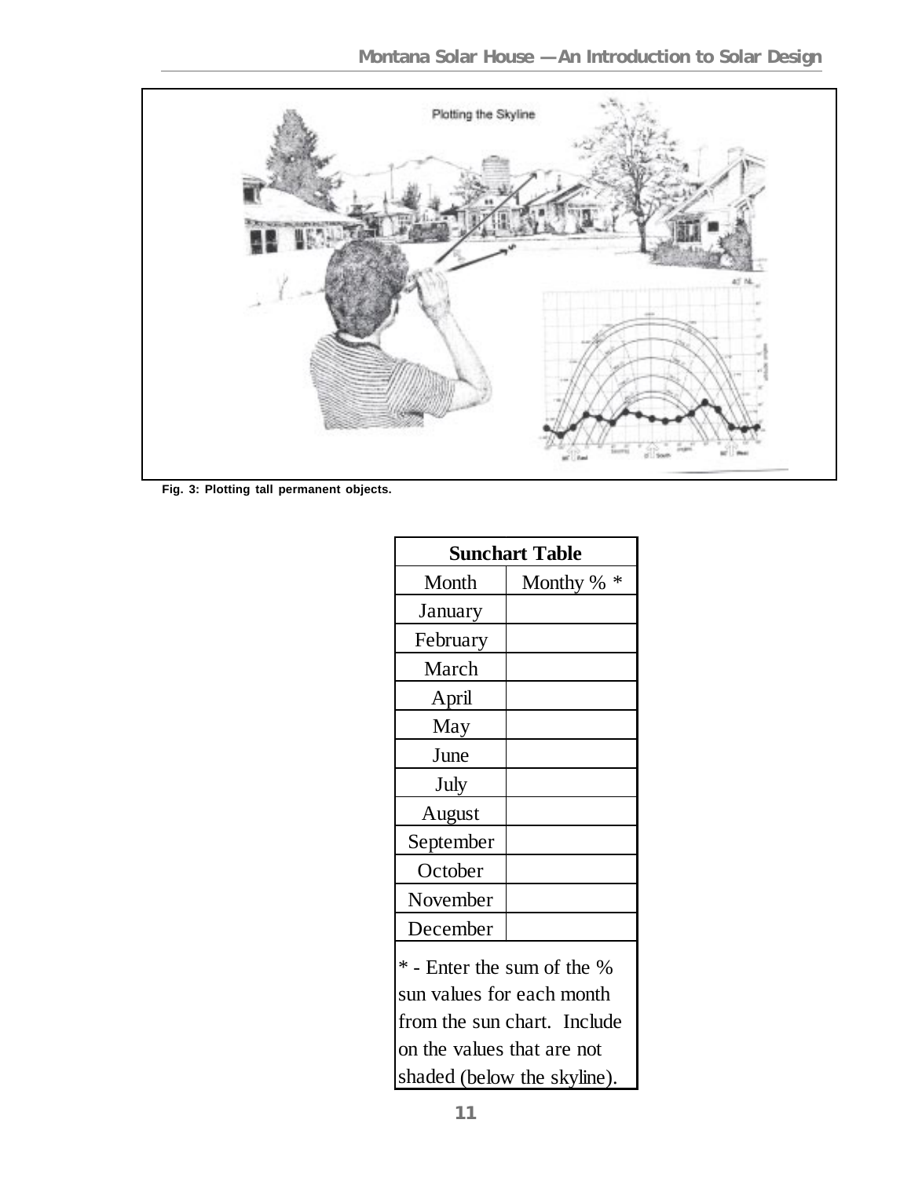Fig. 3: Plotting tall permanent objects.

| Sunchart Table | |
|---|---|
| Month | Monthy % * |
| January | |
| February | |
| March | |
| April | |
| May | |
| June | |
| July | |
| August | |
| September | |
| October | |
| November | |
| December | |

* - Enter the sum of the % sun values for each month from the sun chart. Include on the values that are not shaded (below the skyline).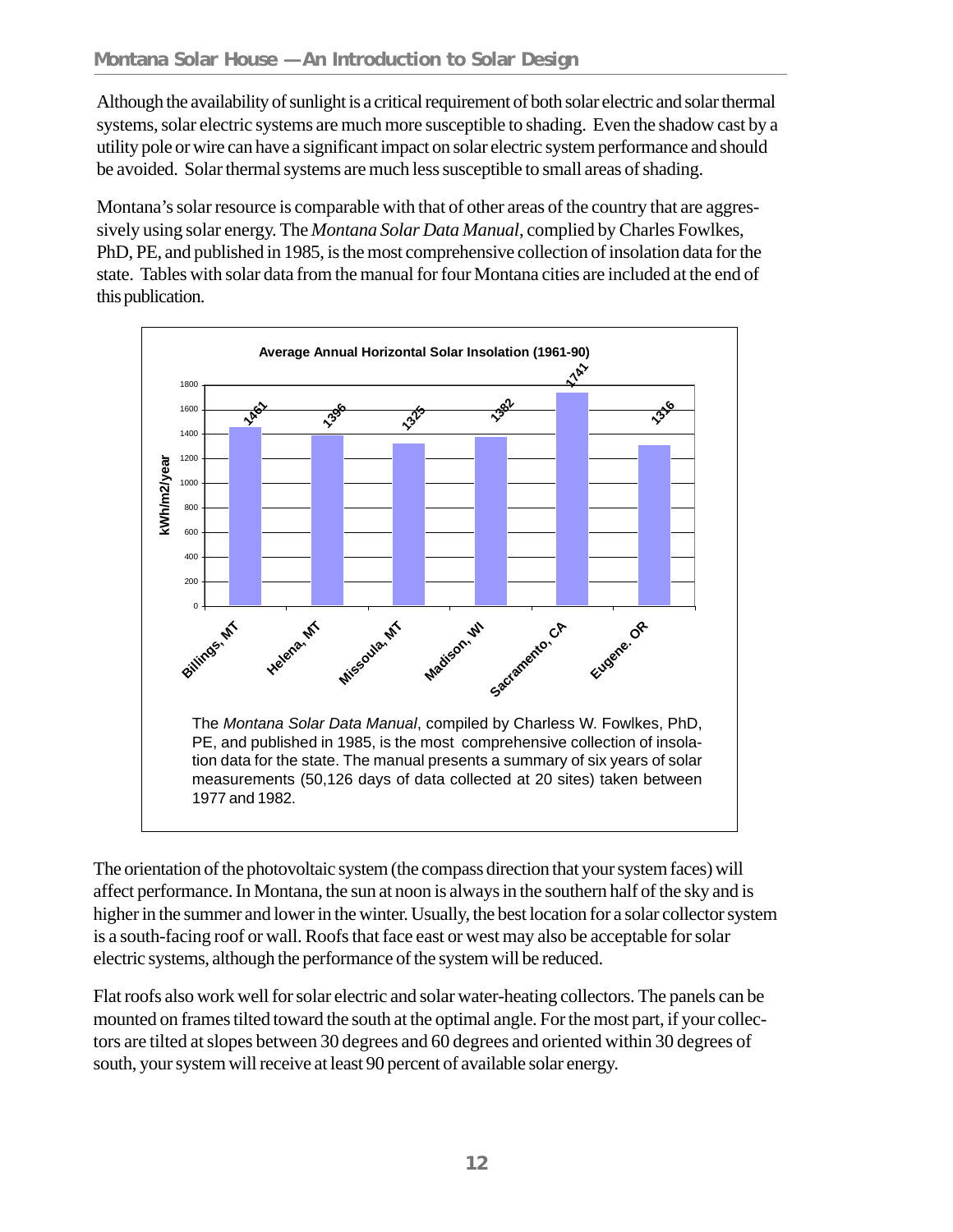Although the availability of sunlight is a critical requirement of both solar electric and solar thermal systems, solar electric systems are much more susceptible to shading. Even the shadow cast by a utility pole or wire can have a significant impact on solar electric system performance and should be avoided. Solar thermal systems are much less susceptible to small areas of shading.

Montana's solar resource is comparable with that of other areas of the country that are aggressively using solar energy. The *Montana Solar Data Manual*, complied by Charles Fowlkes, PhD, PE, and published in 1985, is the most comprehensive collection of insolation data for the state. Tables with solar data from the manual for four Montana cities are included at the end of this publication.

**Average Annual Horizontal Solar Insolation (1961-90)**

| Location | kWh/m2/year |
|---|---|
| Billings, MT | 1461 |
| Helena, MT | 1396 |
| Missoula, MT | 1325 |
| Madison, WI | 1382 |
| Sacramento, CA | 1741 |
| Eugene, OR | 1316 |

The *Montana Solar Data Manual*, compiled by Charless W. Fowlkes, PhD, PE, and published in 1985, is the most comprehensive collection of insolation data for the state. The manual presents a summary of six years of solar measurements (50,126 days of data collected at 20 sites) taken between 1977 and 1982.

The orientation of the photovoltaic system (the compass direction that your system faces) will affect performance. In Montana, the sun at noon is always in the southern half of the sky and is higher in the summer and lower in the winter. Usually, the best location for a solar collector system is a south-facing roof or wall. Roofs that face east or west may also be acceptable for solar electric systems, although the performance of the system will be reduced.

Flat roofs also work well for solar electric and solar water-heating collectors. The panels can be mounted on frames tilted toward the south at the optimal angle. For the most part, if your collectors are tilted at slopes between 30 degrees and 60 degrees and oriented within 30 degrees of south, your system will receive at least 90 percent of available solar energy.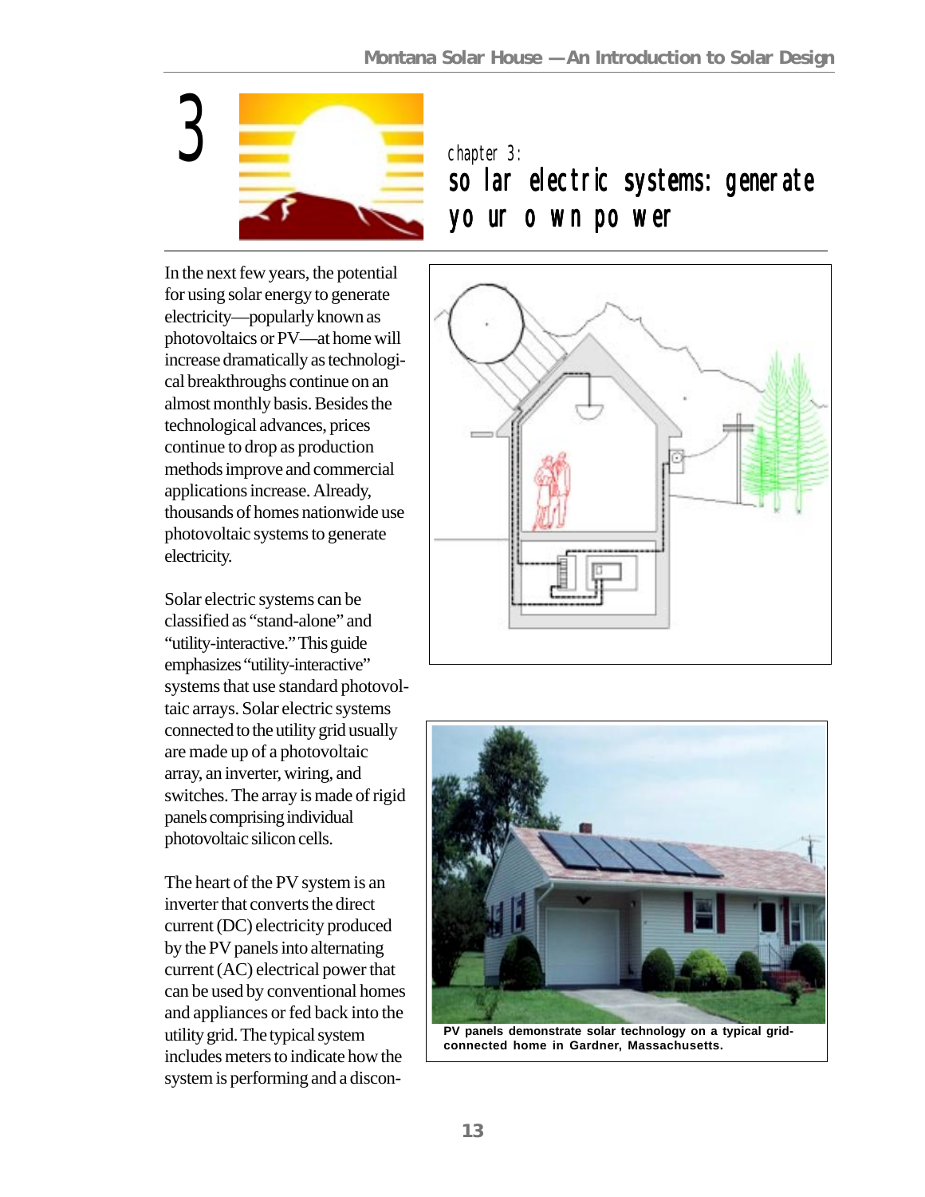# 3

chapter 3:

## solar electric systems: generate your own power

In the next few years, the potential for using solar energy to generate electricity—popularly known as photovoltaics or PV—at home will increase dramatically as technological breakthroughs continue on an almost monthly basis. Besides the technological advances, prices continue to drop as production methods improve and commercial applications increase. Already, thousands of homes nationwide use photovoltaic systems to generate electricity.

Solar electric systems can be classified as “stand-alone” and “utility-interactive.” This guide emphasizes “utility-interactive” systems that use standard photovoltaic arrays. Solar electric systems connected to the utility grid usually are made up of a photovoltaic array, an inverter, wiring, and switches. The array is made of rigid panels comprising individual photovoltaic silicon cells.

The heart of the PV system is an inverter that converts the direct current (DC) electricity produced by the PV panels into alternating current (AC) electrical power that can be used by conventional homes and appliances or fed back into the utility grid. The typical system includes meters to indicate how the system is performing and a discon-

**PV panels demonstrate solar technology on a typical grid-connected home in Gardner, Massachusetts.**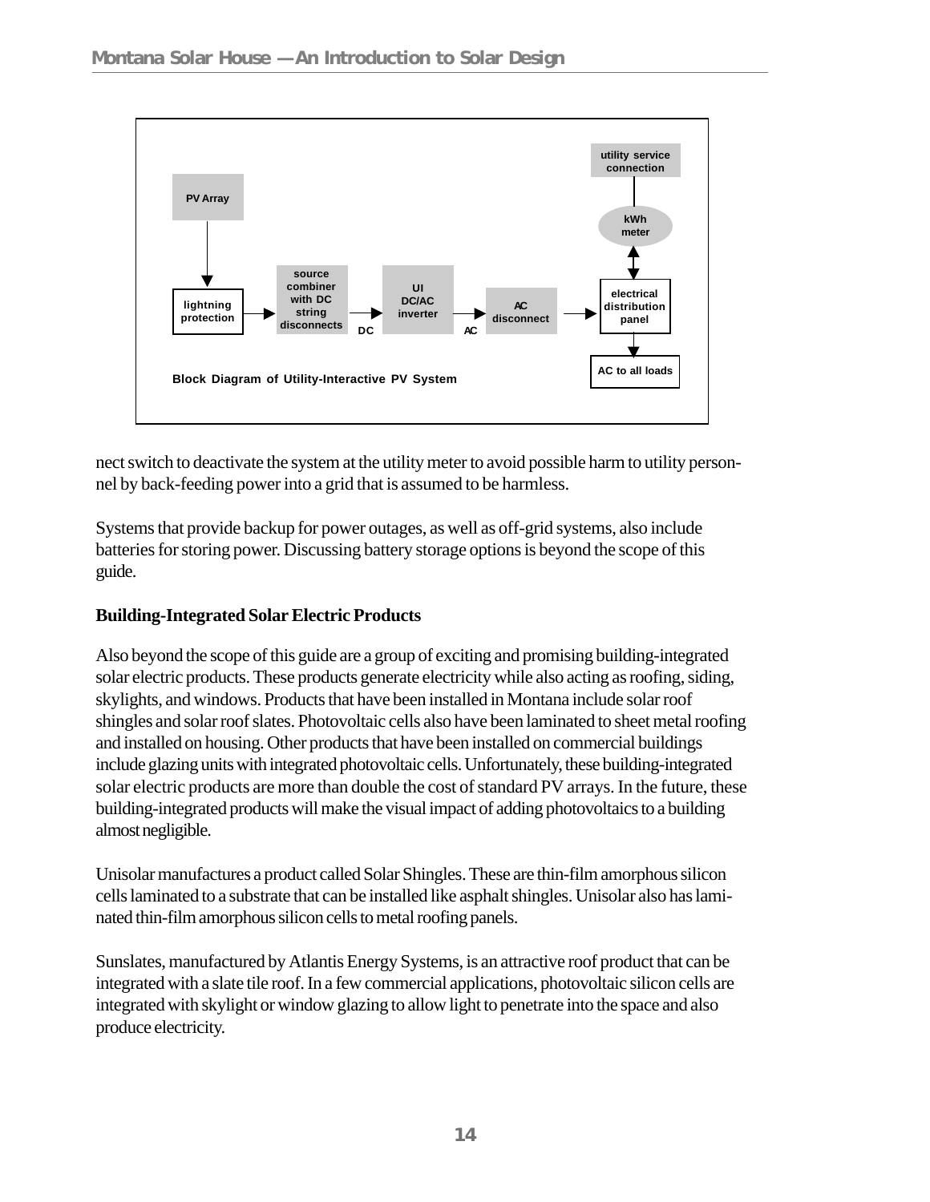Block Diagram of Utility-Interactive PV System

nect switch to deactivate the system at the utility meter to avoid possible harm to utility personnel by back-feeding power into a grid that is assumed to be harmless.

Systems that provide backup for power outages, as well as off-grid systems, also include batteries for storing power. Discussing battery storage options is beyond the scope of this guide.

### Building-Integrated Solar Electric Products

Also beyond the scope of this guide are a group of exciting and promising building-integrated solar electric products. These products generate electricity while also acting as roofing, siding, skylights, and windows. Products that have been installed in Montana include solar roof shingles and solar roof slates. Photovoltaic cells also have been laminated to sheet metal roofing and installed on housing. Other products that have been installed on commercial buildings include glazing units with integrated photovoltaic cells. Unfortunately, these building-integrated solar electric products are more than double the cost of standard PV arrays. In the future, these building-integrated products will make the visual impact of adding photovoltaics to a building almost negligible.

Unisolar manufactures a product called Solar Shingles. These are thin-film amorphous silicon cells laminated to a substrate that can be installed like asphalt shingles. Unisolar also has laminated thin-film amorphous silicon cells to metal roofing panels.

Sunslates, manufactured by Atlantis Energy Systems, is an attractive roof product that can be integrated with a slate tile roof. In a few commercial applications, photovoltaic silicon cells are integrated with skylight or window glazing to allow light to penetrate into the space and also produce electricity.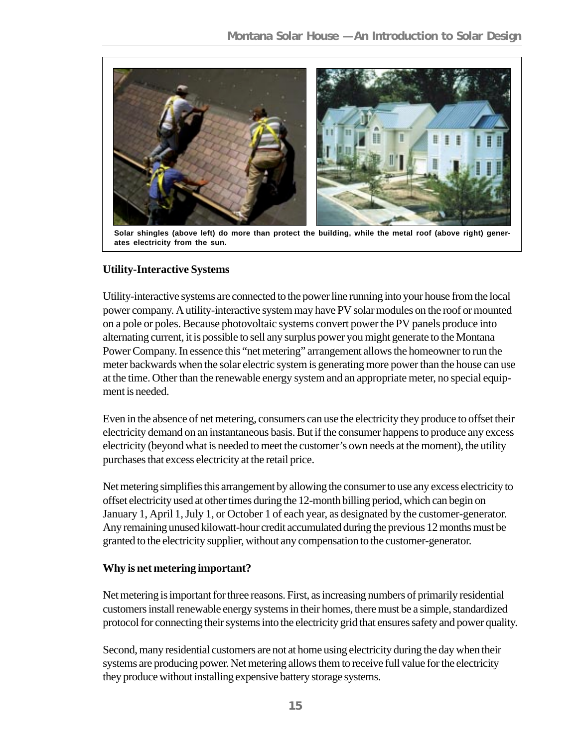Solar shingles (above left) do more than protect the building, while the metal roof (above right) generates electricity from the sun.

**Utility-Interactive Systems**

Utility-interactive systems are connected to the power line running into your house from the local power company. A utility-interactive system may have PV solar modules on the roof or mounted on a pole or poles. Because photovoltaic systems convert power the PV panels produce into alternating current, it is possible to sell any surplus power you might generate to the Montana Power Company. In essence this "net metering" arrangement allows the homeowner to run the meter backwards when the solar electric system is generating more power than the house can use at the time. Other than the renewable energy system and an appropriate meter, no special equipment is needed.

Even in the absence of net metering, consumers can use the electricity they produce to offset their electricity demand on an instantaneous basis. But if the consumer happens to produce any excess electricity (beyond what is needed to meet the customer's own needs at the moment), the utility purchases that excess electricity at the retail price.

Net metering simplifies this arrangement by allowing the consumer to use any excess electricity to offset electricity used at other times during the 12-month billing period, which can begin on January 1, April 1, July 1, or October 1 of each year, as designated by the customer-generator. Any remaining unused kilowatt-hour credit accumulated during the previous 12 months must be granted to the electricity supplier, without any compensation to the customer-generator.

**Why is net metering important?**

Net metering is important for three reasons. First, as increasing numbers of primarily residential customers install renewable energy systems in their homes, there must be a simple, standardized protocol for connecting their systems into the electricity grid that ensures safety and power quality.

Second, many residential customers are not at home using electricity during the day when their systems are producing power. Net metering allows them to receive full value for the electricity they produce without installing expensive battery storage systems.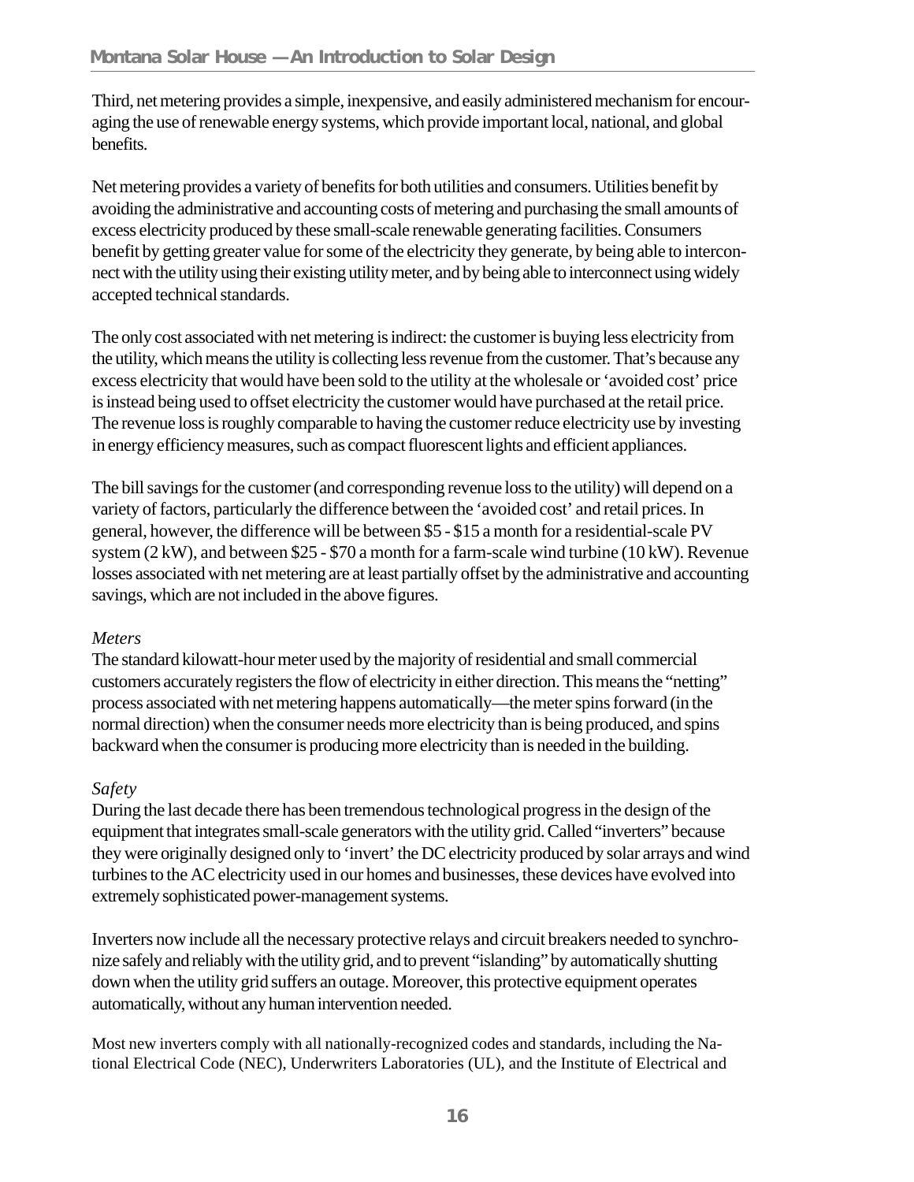Third, net metering provides a simple, inexpensive, and easily administered mechanism for encouraging the use of renewable energy systems, which provide important local, national, and global benefits.

Net metering provides a variety of benefits for both utilities and consumers. Utilities benefit by avoiding the administrative and accounting costs of metering and purchasing the small amounts of excess electricity produced by these small-scale renewable generating facilities. Consumers benefit by getting greater value for some of the electricity they generate, by being able to interconnect with the utility using their existing utility meter, and by being able to interconnect using widely accepted technical standards.

The only cost associated with net metering is indirect: the customer is buying less electricity from the utility, which means the utility is collecting less revenue from the customer. That's because any excess electricity that would have been sold to the utility at the wholesale or 'avoided cost' price is instead being used to offset electricity the customer would have purchased at the retail price. The revenue loss is roughly comparable to having the customer reduce electricity use by investing in energy efficiency measures, such as compact fluorescent lights and efficient appliances.

The bill savings for the customer (and corresponding revenue loss to the utility) will depend on a variety of factors, particularly the difference between the 'avoided cost' and retail prices. In general, however, the difference will be between $5 - $15 a month for a residential-scale PV system (2 kW), and between $25 - $70 a month for a farm-scale wind turbine (10 kW). Revenue losses associated with net metering are at least partially offset by the administrative and accounting savings, which are not included in the above figures.

*Meters*

The standard kilowatt-hour meter used by the majority of residential and small commercial customers accurately registers the flow of electricity in either direction. This means the "netting" process associated with net metering happens automatically—the meter spins forward (in the normal direction) when the consumer needs more electricity than is being produced, and spins backward when the consumer is producing more electricity than is needed in the building.

*Safety*

During the last decade there has been tremendous technological progress in the design of the equipment that integrates small-scale generators with the utility grid. Called "inverters" because they were originally designed only to 'invert' the DC electricity produced by solar arrays and wind turbines to the AC electricity used in our homes and businesses, these devices have evolved into extremely sophisticated power-management systems.

Inverters now include all the necessary protective relays and circuit breakers needed to synchronize safely and reliably with the utility grid, and to prevent "islanding" by automatically shutting down when the utility grid suffers an outage. Moreover, this protective equipment operates automatically, without any human intervention needed.

Most new inverters comply with all nationally-recognized codes and standards, including the National Electrical Code (NEC), Underwriters Laboratories (UL), and the Institute of Electrical and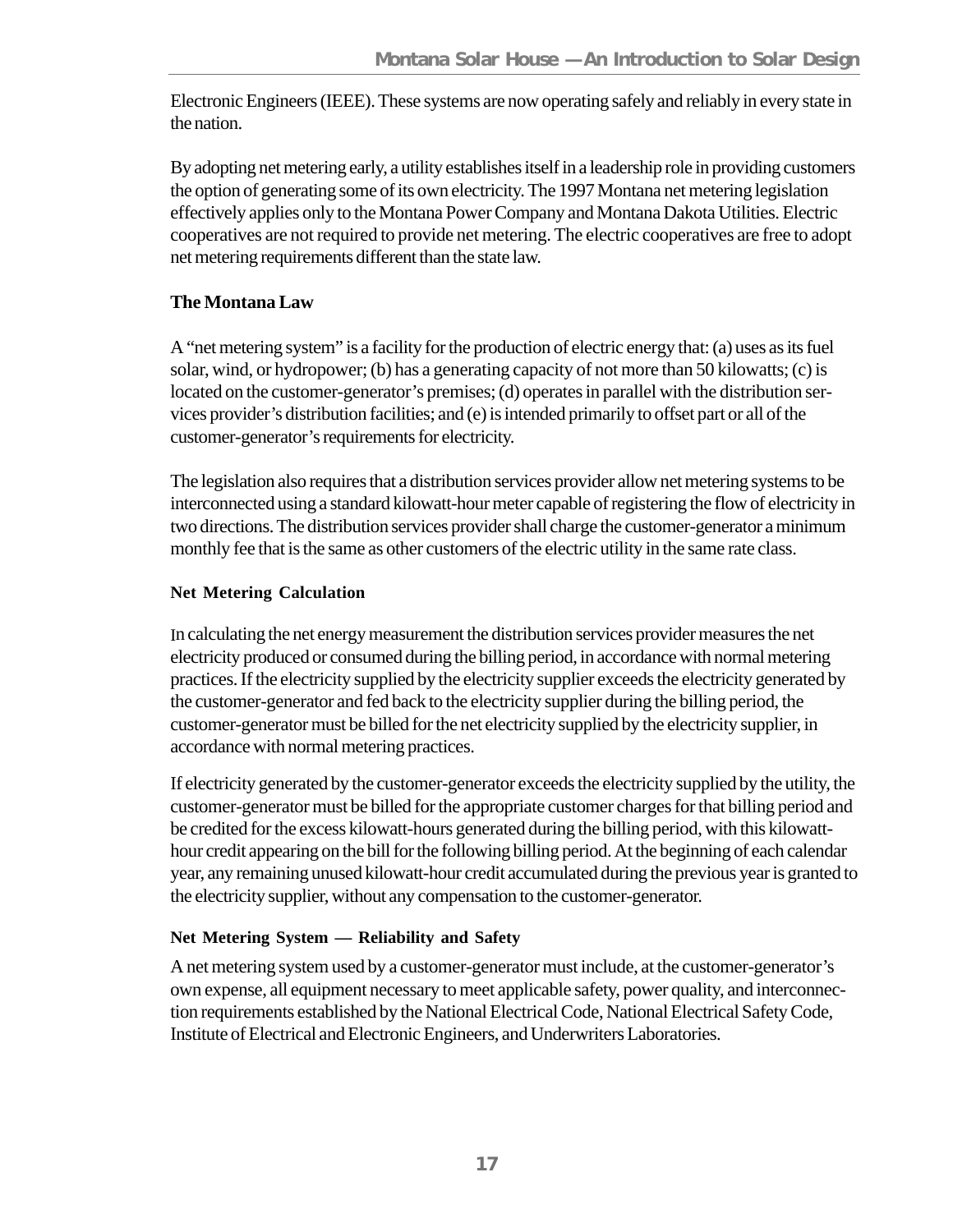Electronic Engineers (IEEE). These systems are now operating safely and reliably in every state in the nation.

By adopting net metering early, a utility establishes itself in a leadership role in providing customers the option of generating some of its own electricity. The 1997 Montana net metering legislation effectively applies only to the Montana Power Company and Montana Dakota Utilities. Electric cooperatives are not required to provide net metering. The electric cooperatives are free to adopt net metering requirements different than the state law.

## The Montana Law

A "net metering system" is a facility for the production of electric energy that: (a) uses as its fuel solar, wind, or hydropower; (b) has a generating capacity of not more than 50 kilowatts; (c) is located on the customer-generator's premises; (d) operates in parallel with the distribution services provider's distribution facilities; and (e) is intended primarily to offset part or all of the customer-generator's requirements for electricity.

The legislation also requires that a distribution services provider allow net metering systems to be interconnected using a standard kilowatt-hour meter capable of registering the flow of electricity in two directions. The distribution services provider shall charge the customer-generator a minimum monthly fee that is the same as other customers of the electric utility in the same rate class.

### Net Metering Calculation

In calculating the net energy measurement the distribution services provider measures the net electricity produced or consumed during the billing period, in accordance with normal metering practices. If the electricity supplied by the electricity supplier exceeds the electricity generated by the customer-generator and fed back to the electricity supplier during the billing period, the customer-generator must be billed for the net electricity supplied by the electricity supplier, in accordance with normal metering practices.

If electricity generated by the customer-generator exceeds the electricity supplied by the utility, the customer-generator must be billed for the appropriate customer charges for that billing period and be credited for the excess kilowatt-hours generated during the billing period, with this kilowatt-hour credit appearing on the bill for the following billing period. At the beginning of each calendar year, any remaining unused kilowatt-hour credit accumulated during the previous year is granted to the electricity supplier, without any compensation to the customer-generator.

### Net Metering System — Reliability and Safety

A net metering system used by a customer-generator must include, at the customer-generator's own expense, all equipment necessary to meet applicable safety, power quality, and interconnection requirements established by the National Electrical Code, National Electrical Safety Code, Institute of Electrical and Electronic Engineers, and Underwriters Laboratories.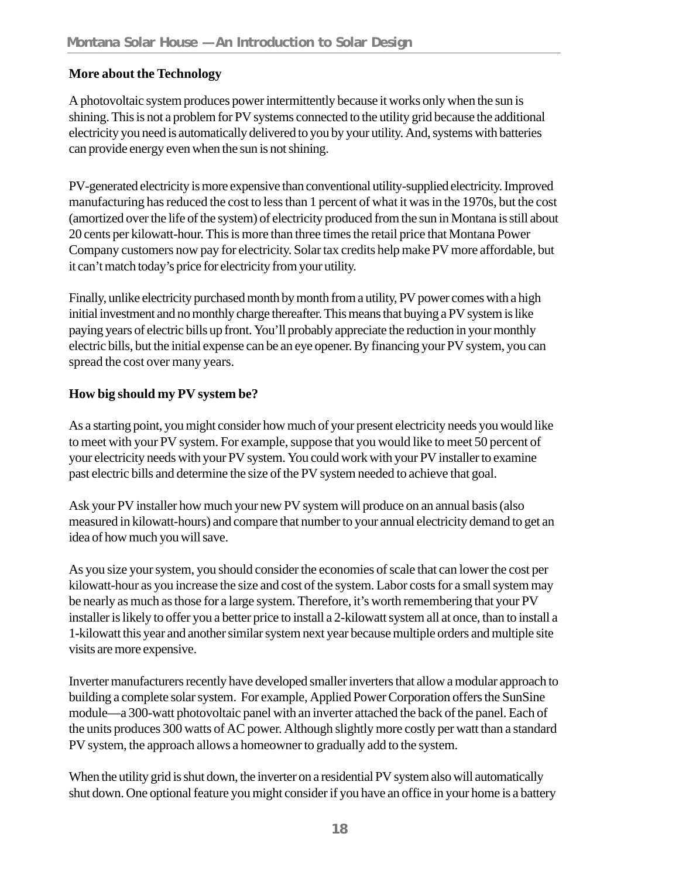## More about the Technology

A photovoltaic system produces power intermittently because it works only when the sun is shining. This is not a problem for PV systems connected to the utility grid because the additional electricity you need is automatically delivered to you by your utility. And, systems with batteries can provide energy even when the sun is not shining.

PV-generated electricity is more expensive than conventional utility-supplied electricity. Improved manufacturing has reduced the cost to less than 1 percent of what it was in the 1970s, but the cost (amortized over the life of the system) of electricity produced from the sun in Montana is still about 20 cents per kilowatt-hour. This is more than three times the retail price that Montana Power Company customers now pay for electricity. Solar tax credits help make PV more affordable, but it can't match today's price for electricity from your utility.

Finally, unlike electricity purchased month by month from a utility, PV power comes with a high initial investment and no monthly charge thereafter. This means that buying a PV system is like paying years of electric bills up front. You'll probably appreciate the reduction in your monthly electric bills, but the initial expense can be an eye opener. By financing your PV system, you can spread the cost over many years.

## How big should my PV system be?

As a starting point, you might consider how much of your present electricity needs you would like to meet with your PV system. For example, suppose that you would like to meet 50 percent of your electricity needs with your PV system. You could work with your PV installer to examine past electric bills and determine the size of the PV system needed to achieve that goal.

Ask your PV installer how much your new PV system will produce on an annual basis (also measured in kilowatt-hours) and compare that number to your annual electricity demand to get an idea of how much you will save.

As you size your system, you should consider the economies of scale that can lower the cost per kilowatt-hour as you increase the size and cost of the system. Labor costs for a small system may be nearly as much as those for a large system. Therefore, it's worth remembering that your PV installer is likely to offer you a better price to install a 2-kilowatt system all at once, than to install a 1-kilowatt this year and another similar system next year because multiple orders and multiple site visits are more expensive.

Inverter manufacturers recently have developed smaller inverters that allow a modular approach to building a complete solar system. For example, Applied Power Corporation offers the SunSine module—a 300-watt photovoltaic panel with an inverter attached the back of the panel. Each of the units produces 300 watts of AC power. Although slightly more costly per watt than a standard PV system, the approach allows a homeowner to gradually add to the system.

When the utility grid is shut down, the inverter on a residential PV system also will automatically shut down. One optional feature you might consider if you have an office in your home is a battery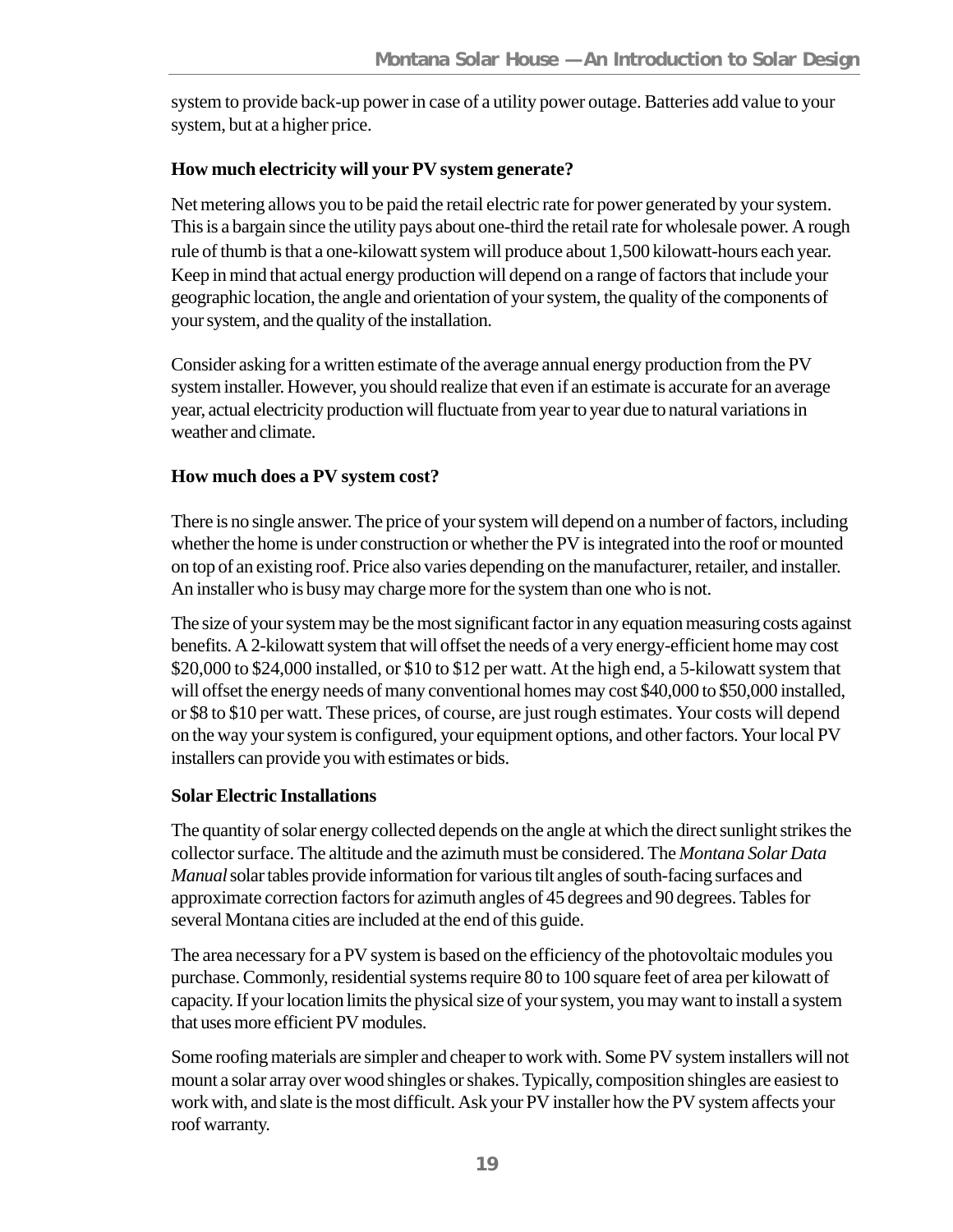system to provide back-up power in case of a utility power outage. Batteries add value to your system, but at a higher price.

**How much electricity will your PV system generate?**

Net metering allows you to be paid the retail electric rate for power generated by your system. This is a bargain since the utility pays about one-third the retail rate for wholesale power. A rough rule of thumb is that a one-kilowatt system will produce about 1,500 kilowatt-hours each year. Keep in mind that actual energy production will depend on a range of factors that include your geographic location, the angle and orientation of your system, the quality of the components of your system, and the quality of the installation.

Consider asking for a written estimate of the average annual energy production from the PV system installer. However, you should realize that even if an estimate is accurate for an average year, actual electricity production will fluctuate from year to year due to natural variations in weather and climate.

**How much does a PV system cost?**

There is no single answer. The price of your system will depend on a number of factors, including whether the home is under construction or whether the PV is integrated into the roof or mounted on top of an existing roof. Price also varies depending on the manufacturer, retailer, and installer. An installer who is busy may charge more for the system than one who is not.

The size of your system may be the most significant factor in any equation measuring costs against benefits. A 2-kilowatt system that will offset the needs of a very energy-efficient home may cost \$20,000 to \$24,000 installed, or \$10 to \$12 per watt. At the high end, a 5-kilowatt system that will offset the energy needs of many conventional homes may cost \$40,000 to \$50,000 installed, or \$8 to \$10 per watt. These prices, of course, are just rough estimates. Your costs will depend on the way your system is configured, your equipment options, and other factors. Your local PV installers can provide you with estimates or bids.

**Solar Electric Installations**

The quantity of solar energy collected depends on the angle at which the direct sunlight strikes the collector surface. The altitude and the azimuth must be considered. The *Montana Solar Data Manual* solar tables provide information for various tilt angles of south-facing surfaces and approximate correction factors for azimuth angles of 45 degrees and 90 degrees. Tables for several Montana cities are included at the end of this guide.

The area necessary for a PV system is based on the efficiency of the photovoltaic modules you purchase. Commonly, residential systems require 80 to 100 square feet of area per kilowatt of capacity. If your location limits the physical size of your system, you may want to install a system that uses more efficient PV modules.

Some roofing materials are simpler and cheaper to work with. Some PV system installers will not mount a solar array over wood shingles or shakes. Typically, composition shingles are easiest to work with, and slate is the most difficult. Ask your PV installer how the PV system affects your roof warranty.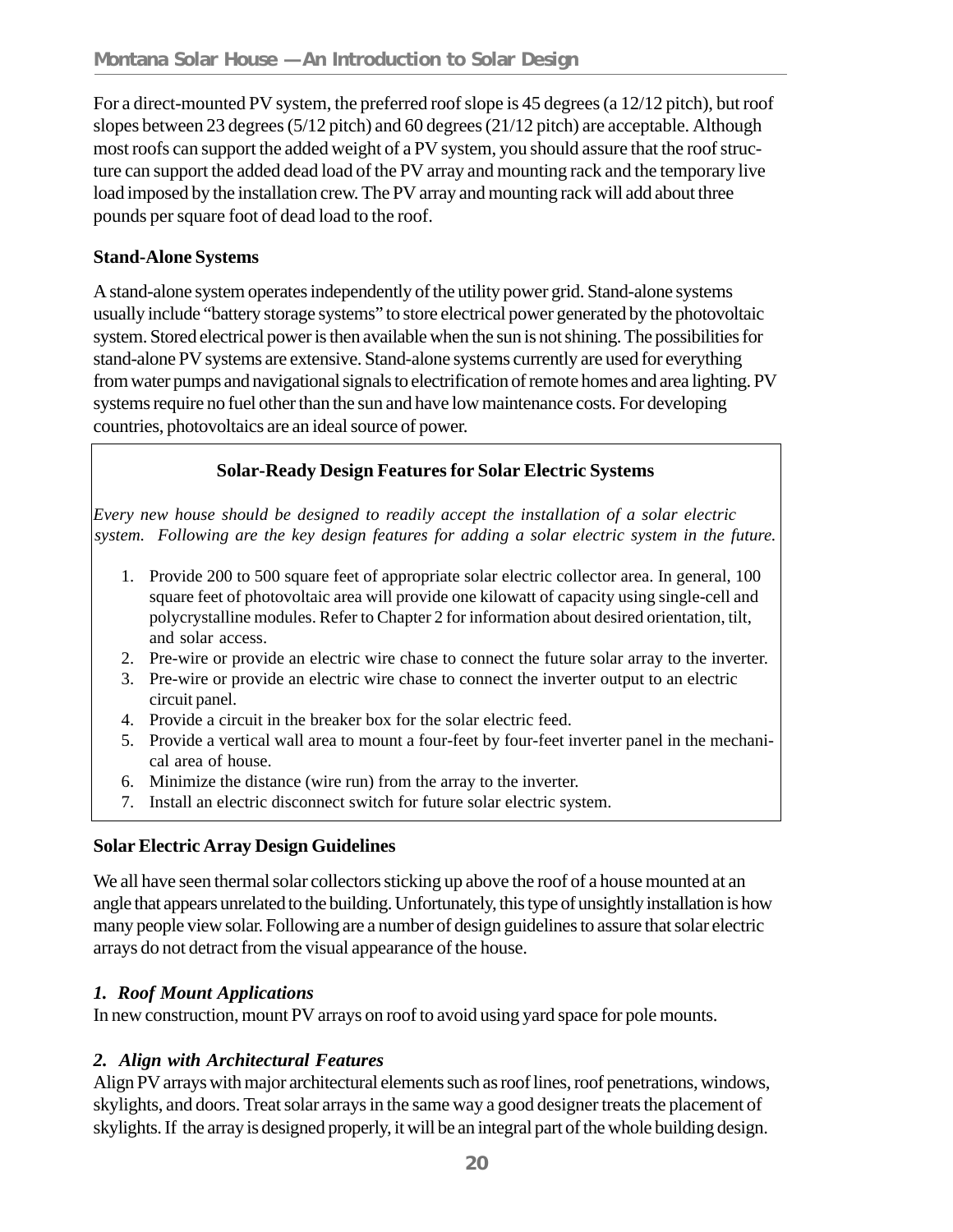For a direct-mounted PV system, the preferred roof slope is 45 degrees (a 12/12 pitch), but roof slopes between 23 degrees (5/12 pitch) and 60 degrees (21/12 pitch) are acceptable. Although most roofs can support the added weight of a PV system, you should assure that the roof structure can support the added dead load of the PV array and mounting rack and the temporary live load imposed by the installation crew. The PV array and mounting rack will add about three pounds per square foot of dead load to the roof.

### Stand-Alone Systems

A stand-alone system operates independently of the utility power grid. Stand-alone systems usually include "battery storage systems" to store electrical power generated by the photovoltaic system. Stored electrical power is then available when the sun is not shining. The possibilities for stand-alone PV systems are extensive. Stand-alone systems currently are used for everything from water pumps and navigational signals to electrification of remote homes and area lighting. PV systems require no fuel other than the sun and have low maintenance costs. For developing countries, photovoltaics are an ideal source of power.

> **Solar-Ready Design Features for Solar Electric Systems**
>
> *Every new house should be designed to readily accept the installation of a solar electric system. Following are the key design features for adding a solar electric system in the future.*
>
> 1. Provide 200 to 500 square feet of appropriate solar electric collector area. In general, 100 square feet of photovoltaic area will provide one kilowatt of capacity using single-cell and polycrystalline modules. Refer to Chapter 2 for information about desired orientation, tilt, and solar access.
> 2. Pre-wire or provide an electric wire chase to connect the future solar array to the inverter.
> 3. Pre-wire or provide an electric wire chase to connect the inverter output to an electric circuit panel.
> 4. Provide a circuit in the breaker box for the solar electric feed.
> 5. Provide a vertical wall area to mount a four-feet by four-feet inverter panel in the mechanical area of house.
> 6. Minimize the distance (wire run) from the array to the inverter.
> 7. Install an electric disconnect switch for future solar electric system.

### Solar Electric Array Design Guidelines

We all have seen thermal solar collectors sticking up above the roof of a house mounted at an angle that appears unrelated to the building. Unfortunately, this type of unsightly installation is how many people view solar. Following are a number of design guidelines to assure that solar electric arrays do not detract from the visual appearance of the house.

#### *1. Roof Mount Applications*

In new construction, mount PV arrays on roof to avoid using yard space for pole mounts.

#### *2. Align with Architectural Features*

Align PV arrays with major architectural elements such as roof lines, roof penetrations, windows, skylights, and doors. Treat solar arrays in the same way a good designer treats the placement of skylights. If the array is designed properly, it will be an integral part of the whole building design.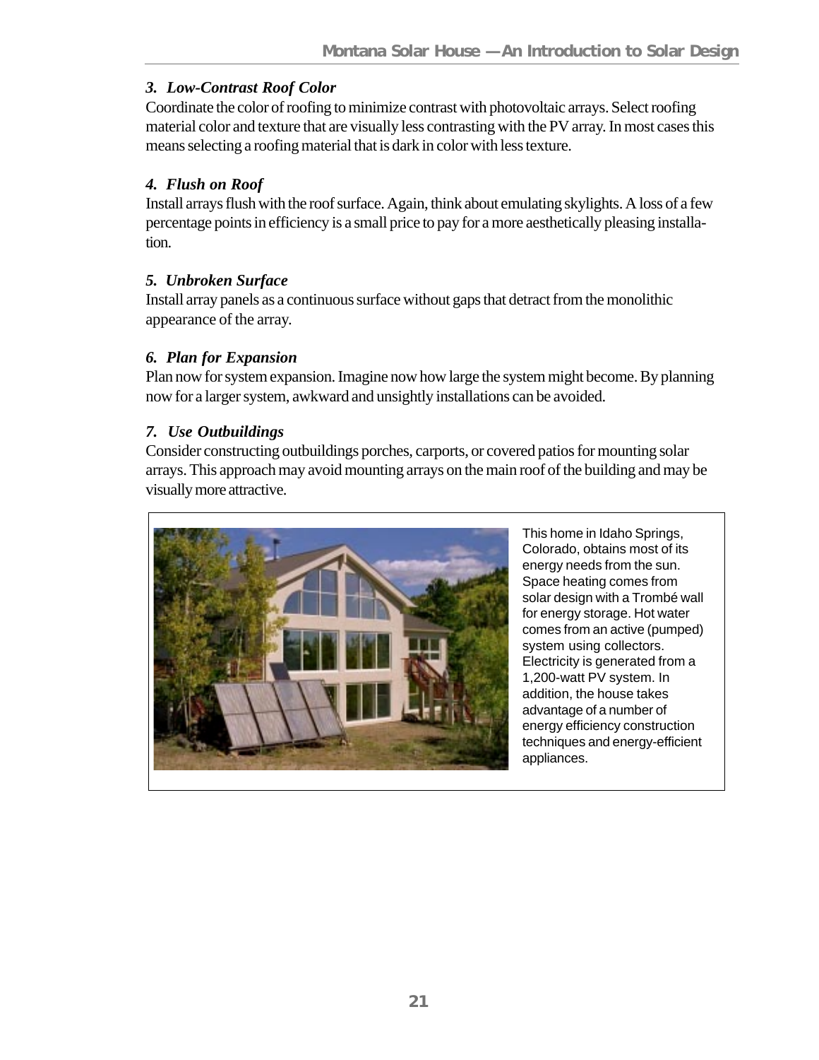### *3. Low-Contrast Roof Color*

Coordinate the color of roofing to minimize contrast with photovoltaic arrays. Select roofing material color and texture that are visually less contrasting with the PV array. In most cases this means selecting a roofing material that is dark in color with less texture.

### *4. Flush on Roof*

Install arrays flush with the roof surface. Again, think about emulating skylights. A loss of a few percentage points in efficiency is a small price to pay for a more aesthetically pleasing installation.

### *5. Unbroken Surface*

Install array panels as a continuous surface without gaps that detract from the monolithic appearance of the array.

### *6. Plan for Expansion*

Plan now for system expansion. Imagine now how large the system might become. By planning now for a larger system, awkward and unsightly installations can be avoided.

### *7. Use Outbuildings*

Consider constructing outbuildings porches, carports, or covered patios for mounting solar arrays. This approach may avoid mounting arrays on the main roof of the building and may be visually more attractive.

This home in Idaho Springs, Colorado, obtains most of its energy needs from the sun. Space heating comes from solar design with a Trombé wall for energy storage. Hot water comes from an active (pumped) system using collectors. Electricity is generated from a 1,200-watt PV system. In addition, the house takes advantage of a number of energy efficiency construction techniques and energy-efficient appliances.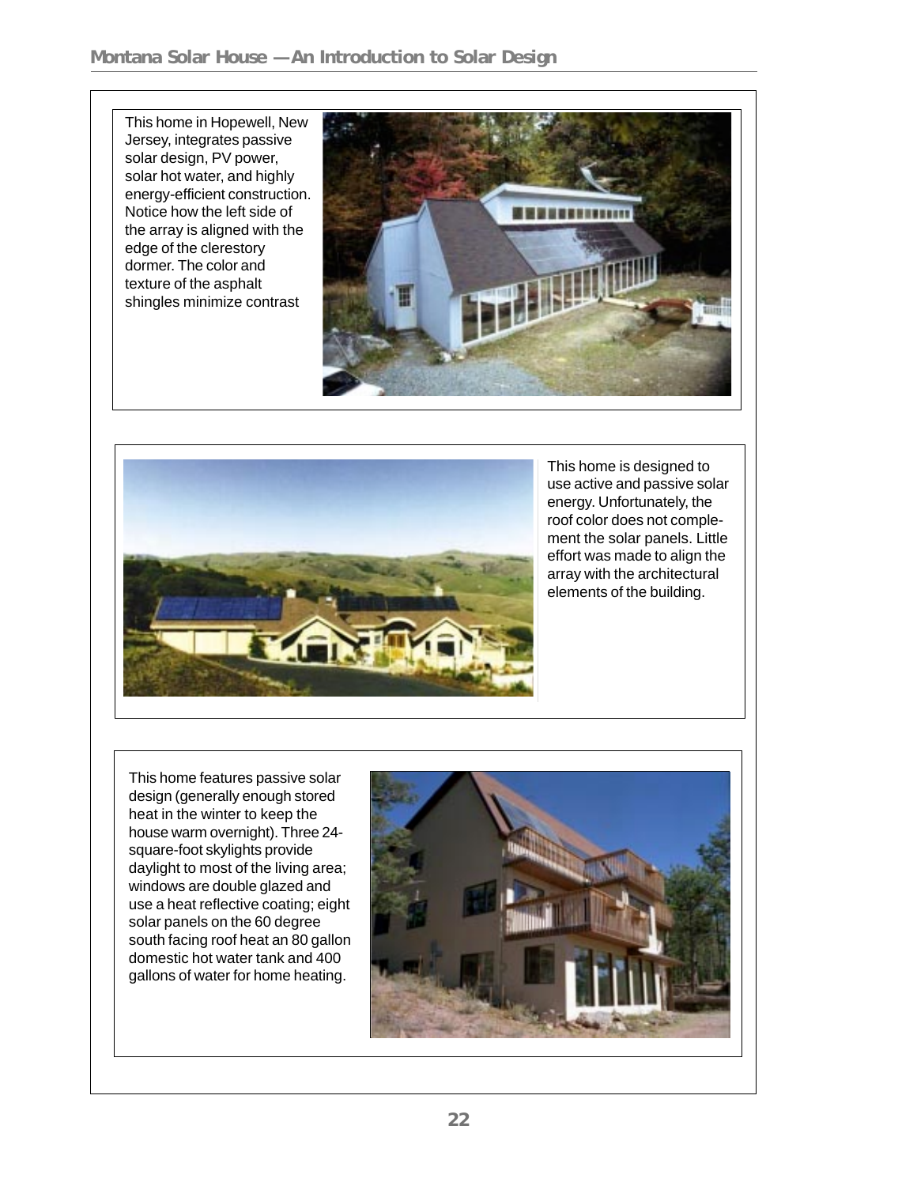This home in Hopewell, New Jersey, integrates passive solar design, PV power, solar hot water, and highly energy-efficient construction. Notice how the left side of the array is aligned with the edge of the clerestory dormer. The color and texture of the asphalt shingles minimize contrast

This home is designed to use active and passive solar energy. Unfortunately, the roof color does not complement the solar panels. Little effort was made to align the array with the architectural elements of the building.

This home features passive solar design (generally enough stored heat in the winter to keep the house warm overnight). Three 24-square-foot skylights provide daylight to most of the living area; windows are double glazed and use a heat reflective coating; eight solar panels on the 60 degree south facing roof heat an 80 gallon domestic hot water tank and 400 gallons of water for home heating.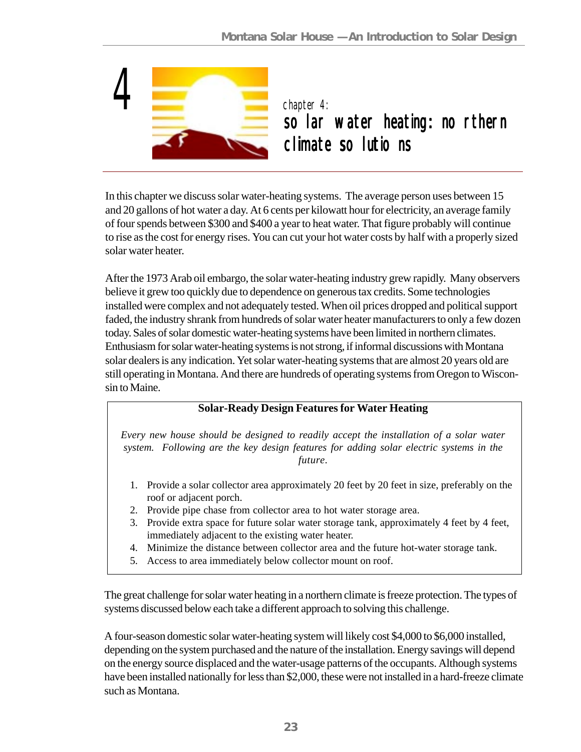# 4

chapter 4:

## solar water heating: northern climate solutions

In this chapter we discuss solar water-heating systems. The average person uses between 15 and 20 gallons of hot water a day. At 6 cents per kilowatt hour for electricity, an average family of four spends between $300 and $400 a year to heat water. That figure probably will continue to rise as the cost for energy rises. You can cut your hot water costs by half with a properly sized solar water heater.

After the 1973 Arab oil embargo, the solar water-heating industry grew rapidly. Many observers believe it grew too quickly due to dependence on generous tax credits. Some technologies installed were complex and not adequately tested. When oil prices dropped and political support faded, the industry shrank from hundreds of solar water heater manufacturers to only a few dozen today. Sales of solar domestic water-heating systems have been limited in northern climates. Enthusiasm for solar water-heating systems is not strong, if informal discussions with Montana solar dealers is any indication. Yet solar water-heating systems that are almost 20 years old are still operating in Montana. And there are hundreds of operating systems from Oregon to Wisconsin to Maine.

> **Solar-Ready Design Features for Water Heating**
>
> *Every new house should be designed to readily accept the installation of a solar water system. Following are the key design features for adding solar electric systems in the future.*
>
> 1. Provide a solar collector area approximately 20 feet by 20 feet in size, preferably on the roof or adjacent porch.
> 2. Provide pipe chase from collector area to hot water storage area.
> 3. Provide extra space for future solar water storage tank, approximately 4 feet by 4 feet, immediately adjacent to the existing water heater.
> 4. Minimize the distance between collector area and the future hot-water storage tank.
> 5. Access to area immediately below collector mount on roof.

The great challenge for solar water heating in a northern climate is freeze protection. The types of systems discussed below each take a different approach to solving this challenge.

A four-season domestic solar water-heating system will likely cost $4,000 to $6,000 installed, depending on the system purchased and the nature of the installation. Energy savings will depend on the energy source displaced and the water-usage patterns of the occupants. Although systems have been installed nationally for less than $2,000, these were not installed in a hard-freeze climate such as Montana.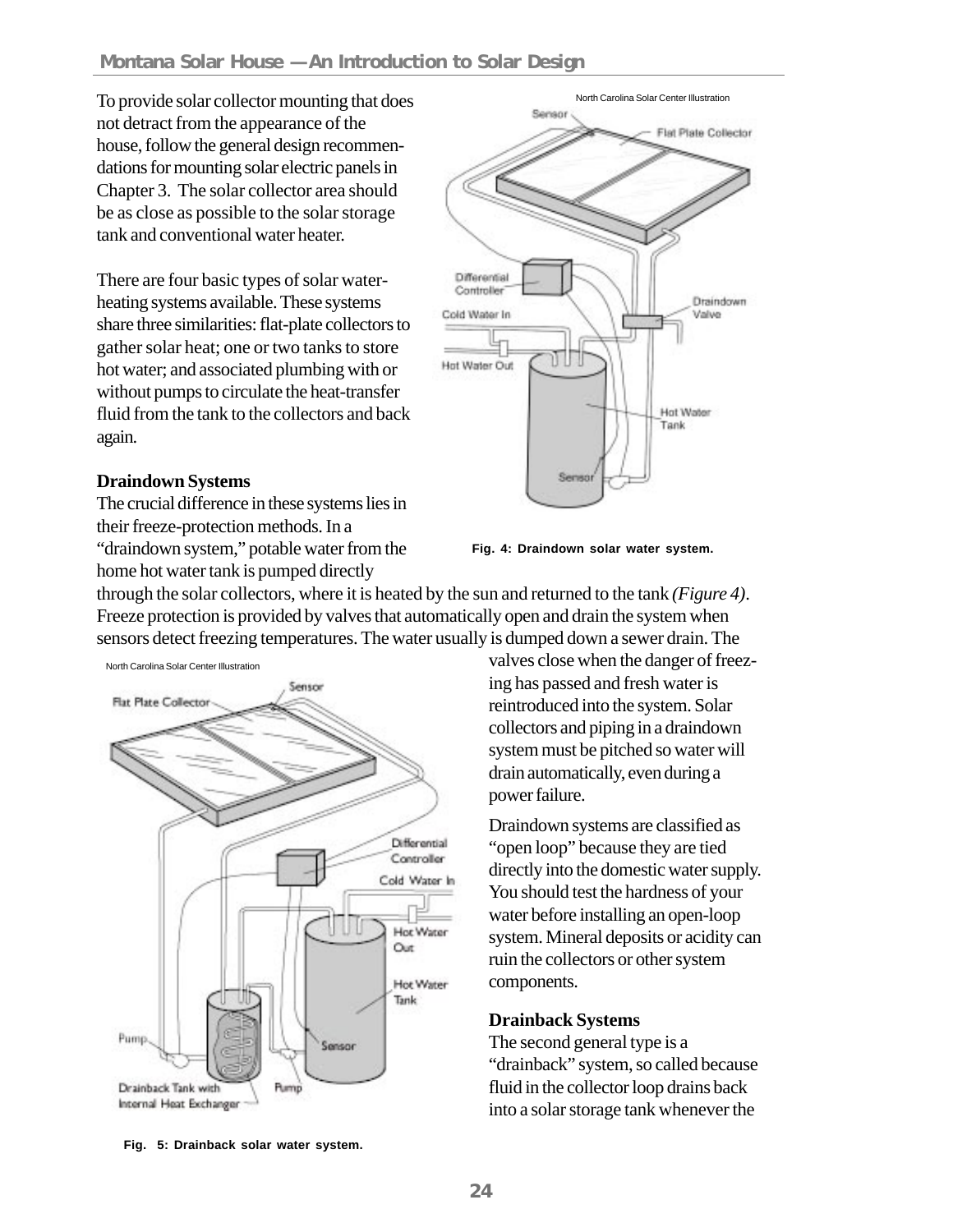To provide solar collector mounting that does not detract from the appearance of the house, follow the general design recommendations for mounting solar electric panels in Chapter 3. The solar collector area should be as close as possible to the solar storage tank and conventional water heater.

There are four basic types of solar water-heating systems available. These systems share three similarities: flat-plate collectors to gather solar heat; one or two tanks to store hot water; and associated plumbing with or without pumps to circulate the heat-transfer fluid from the tank to the collectors and back again.

**Draindown Systems**

The crucial difference in these systems lies in their freeze-protection methods. In a "draindown system," potable water from the home hot water tank is pumped directly through the solar collectors, where it is heated by the sun and returned to the tank *(Figure 4)*. Freeze protection is provided by valves that automatically open and drain the system when sensors detect freezing temperatures. The water usually is dumped down a sewer drain. The valves close when the danger of freezing has passed and fresh water is reintroduced into the system. Solar collectors and piping in a draindown system must be pitched so water will drain automatically, even during a power failure.

North Carolina Solar Center Illustration

Fig. 4: Draindown solar water system.

Draindown systems are classified as "open loop" because they are tied directly into the domestic water supply. You should test the hardness of your water before installing an open-loop system. Mineral deposits or acidity can ruin the collectors or other system components.

**Drainback Systems**

The second general type is a "drainback" system, so called because fluid in the collector loop drains back into a solar storage tank whenever the

North Carolina Solar Center Illustration

Fig. 5: Drainback solar water system.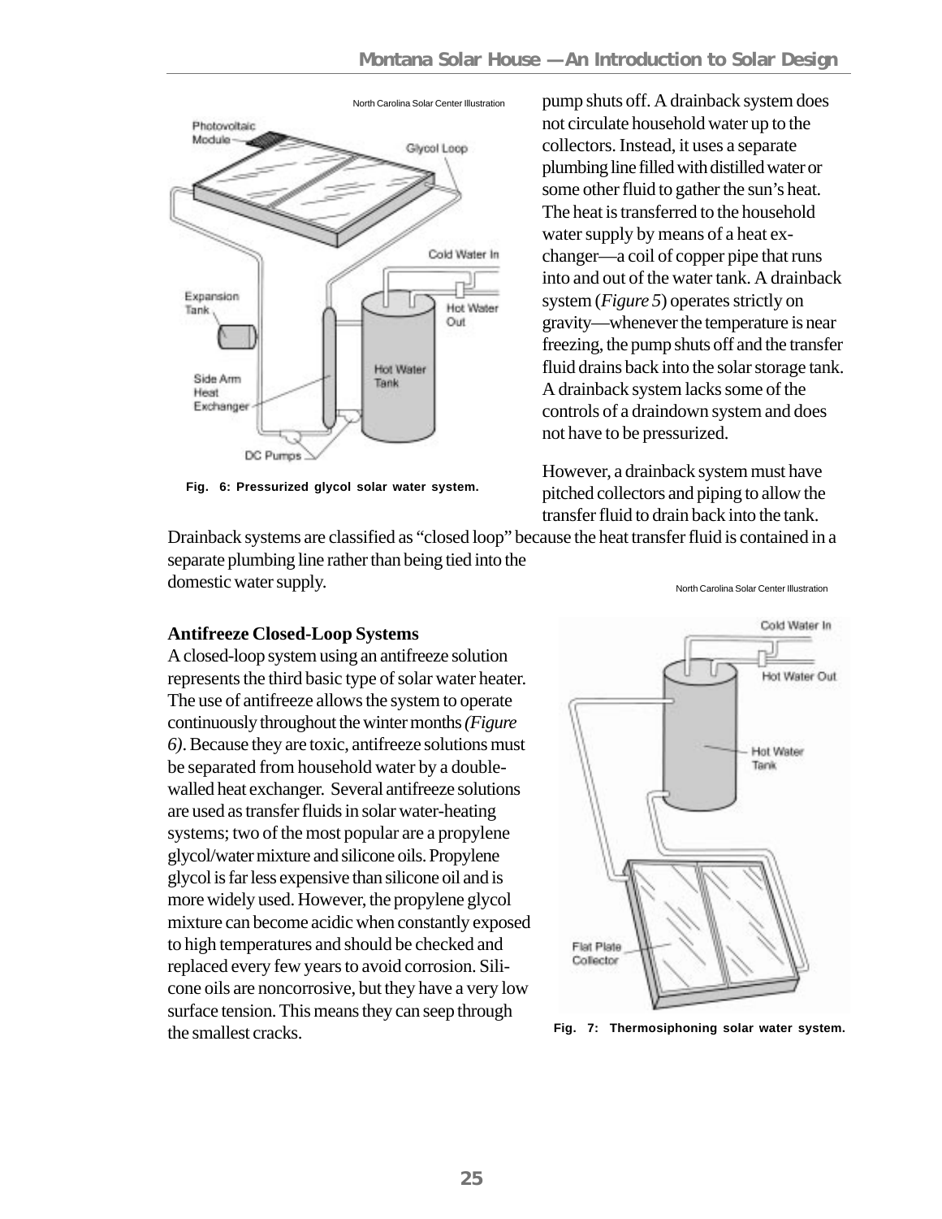pump shuts off. A drainback system does not circulate household water up to the collectors. Instead, it uses a separate plumbing line filled with distilled water or some other fluid to gather the sun's heat. The heat is transferred to the household water supply by means of a heat exchanger—a coil of copper pipe that runs into and out of the water tank. A drainback system (*Figure 5*) operates strictly on gravity—whenever the temperature is near freezing, the pump shuts off and the transfer fluid drains back into the solar storage tank. A drainback system lacks some of the controls of a draindown system and does not have to be pressurized.

However, a drainback system must have pitched collectors and piping to allow the transfer fluid to drain back into the tank.

Drainback systems are classified as "closed loop" because the heat transfer fluid is contained in a separate plumbing line rather than being tied into the domestic water supply.

North Carolina Solar Center Illustration

**Fig. 6: Pressurized glycol solar water system.**

### Antifreeze Closed-Loop Systems

A closed-loop system using an antifreeze solution represents the third basic type of solar water heater. The use of antifreeze allows the system to operate continuously throughout the winter months *(Figure 6)*. Because they are toxic, antifreeze solutions must be separated from household water by a double-walled heat exchanger. Several antifreeze solutions are used as transfer fluids in solar water-heating systems; two of the most popular are a propylene glycol/water mixture and silicone oils. Propylene glycol is far less expensive than silicone oil and is more widely used. However, the propylene glycol mixture can become acidic when constantly exposed to high temperatures and should be checked and replaced every few years to avoid corrosion. Silicone oils are noncorrosive, but they have a very low surface tension. This means they can seep through the smallest cracks.

North Carolina Solar Center Illustration

**Fig. 7: Thermosiphoning solar water system.**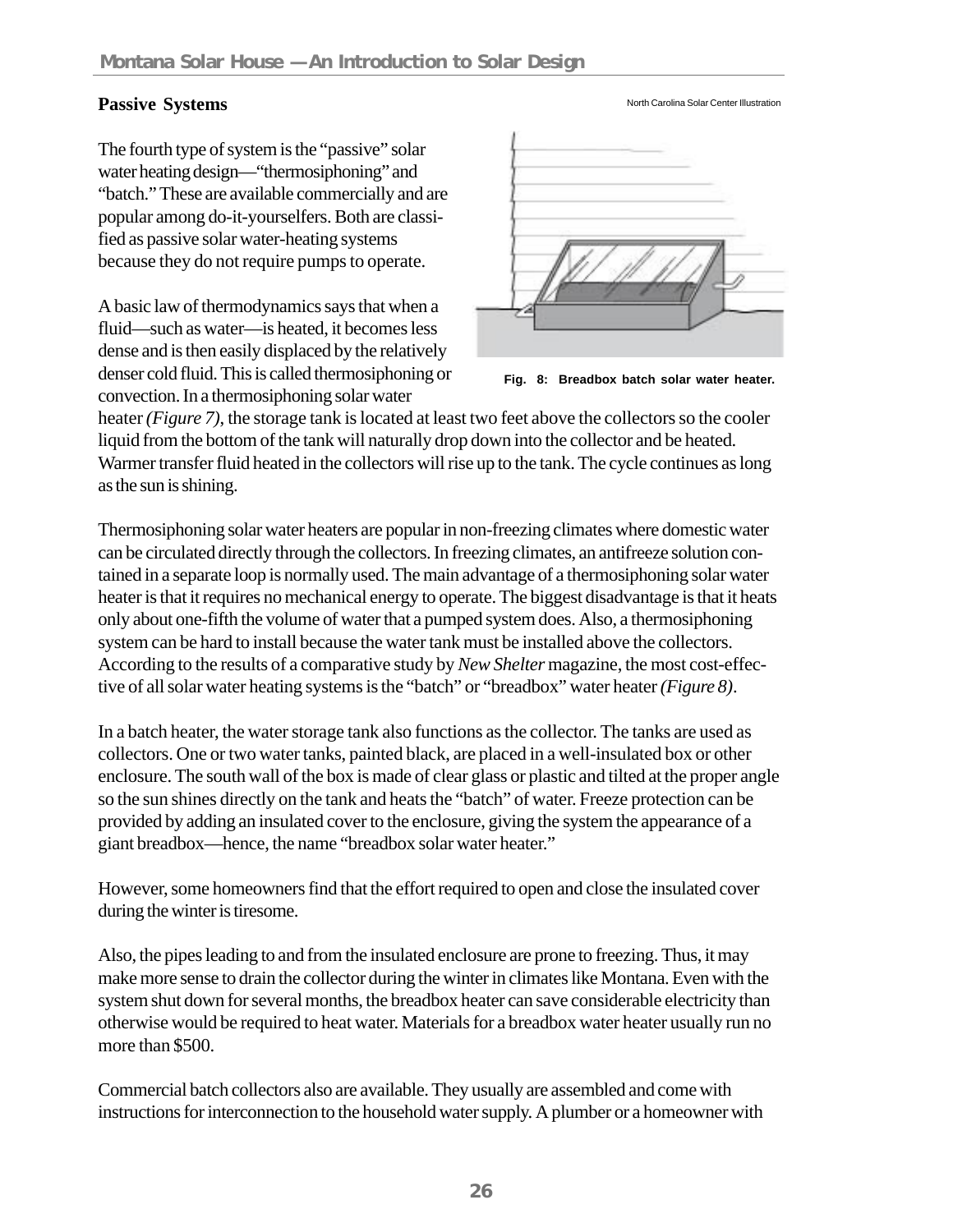## Passive Systems

North Carolina Solar Center Illustration

Fig. 8: Breadbox batch solar water heater.

The fourth type of system is the "passive" solar water heating design—"thermosiphoning" and "batch." These are available commercially and are popular among do-it-yourselfers. Both are classified as passive solar water-heating systems because they do not require pumps to operate.

A basic law of thermodynamics says that when a fluid—such as water—is heated, it becomes less dense and is then easily displaced by the relatively denser cold fluid. This is called thermosiphoning or convection. In a thermosiphoning solar water heater *(Figure 7)*, the storage tank is located at least two feet above the collectors so the cooler liquid from the bottom of the tank will naturally drop down into the collector and be heated. Warmer transfer fluid heated in the collectors will rise up to the tank. The cycle continues as long as the sun is shining.

Thermosiphoning solar water heaters are popular in non-freezing climates where domestic water can be circulated directly through the collectors. In freezing climates, an antifreeze solution contained in a separate loop is normally used. The main advantage of a thermosiphoning solar water heater is that it requires no mechanical energy to operate. The biggest disadvantage is that it heats only about one-fifth the volume of water that a pumped system does. Also, a thermosiphoning system can be hard to install because the water tank must be installed above the collectors. According to the results of a comparative study by *New Shelter* magazine, the most cost-effective of all solar water heating systems is the "batch" or "breadbox" water heater *(Figure 8)*.

In a batch heater, the water storage tank also functions as the collector. The tanks are used as collectors. One or two water tanks, painted black, are placed in a well-insulated box or other enclosure. The south wall of the box is made of clear glass or plastic and tilted at the proper angle so the sun shines directly on the tank and heats the "batch" of water. Freeze protection can be provided by adding an insulated cover to the enclosure, giving the system the appearance of a giant breadbox—hence, the name "breadbox solar water heater."

However, some homeowners find that the effort required to open and close the insulated cover during the winter is tiresome.

Also, the pipes leading to and from the insulated enclosure are prone to freezing. Thus, it may make more sense to drain the collector during the winter in climates like Montana. Even with the system shut down for several months, the breadbox heater can save considerable electricity than otherwise would be required to heat water. Materials for a breadbox water heater usually run no more than $500.

Commercial batch collectors also are available. They usually are assembled and come with instructions for interconnection to the household water supply. A plumber or a homeowner with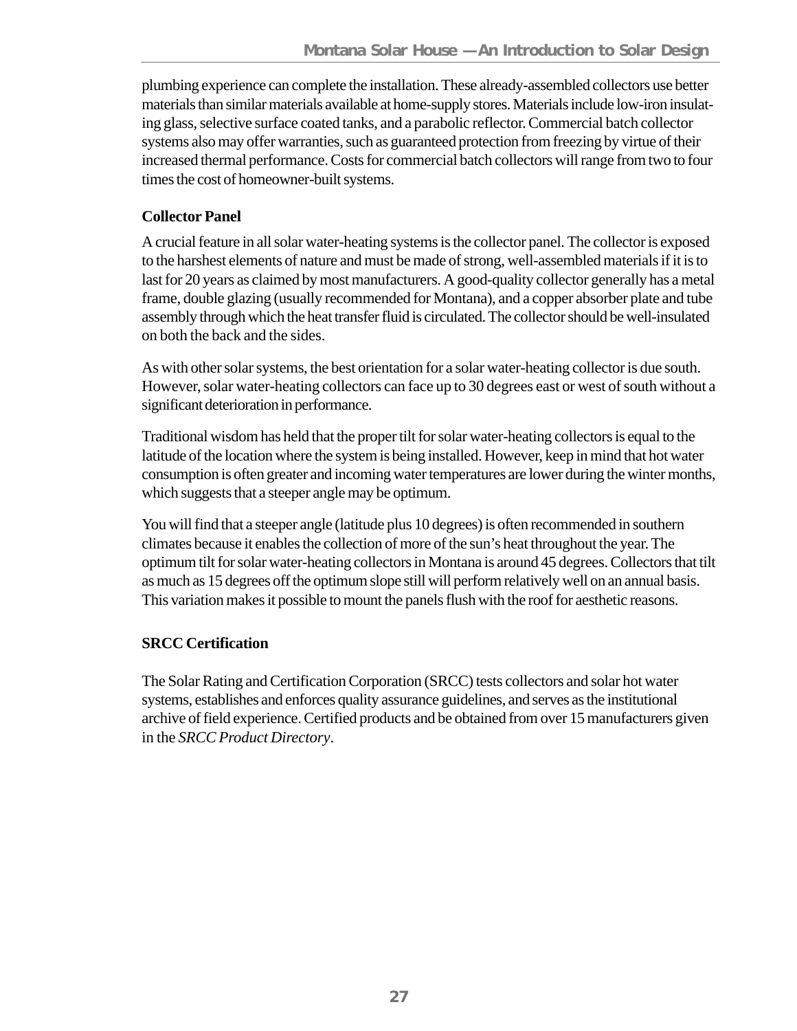plumbing experience can complete the installation. These already-assembled collectors use better materials than similar materials available at home-supply stores. Materials include low-iron insulating glass, selective surface coated tanks, and a parabolic reflector. Commercial batch collector systems also may offer warranties, such as guaranteed protection from freezing by virtue of their increased thermal performance. Costs for commercial batch collectors will range from two to four times the cost of homeowner-built systems.

**Collector Panel**

A crucial feature in all solar water-heating systems is the collector panel. The collector is exposed to the harshest elements of nature and must be made of strong, well-assembled materials if it is to last for 20 years as claimed by most manufacturers. A good-quality collector generally has a metal frame, double glazing (usually recommended for Montana), and a copper absorber plate and tube assembly through which the heat transfer fluid is circulated. The collector should be well-insulated on both the back and the sides.

As with other solar systems, the best orientation for a solar water-heating collector is due south. However, solar water-heating collectors can face up to 30 degrees east or west of south without a significant deterioration in performance.

Traditional wisdom has held that the proper tilt for solar water-heating collectors is equal to the latitude of the location where the system is being installed. However, keep in mind that hot water consumption is often greater and incoming water temperatures are lower during the winter months, which suggests that a steeper angle may be optimum.

You will find that a steeper angle (latitude plus 10 degrees) is often recommended in southern climates because it enables the collection of more of the sun's heat throughout the year. The optimum tilt for solar water-heating collectors in Montana is around 45 degrees. Collectors that tilt as much as 15 degrees off the optimum slope still will perform relatively well on an annual basis. This variation makes it possible to mount the panels flush with the roof for aesthetic reasons.

**SRCC Certification**

The Solar Rating and Certification Corporation (SRCC) tests collectors and solar hot water systems, establishes and enforces quality assurance guidelines, and serves as the institutional archive of field experience. Certified products and be obtained from over 15 manufacturers given in the *SRCC Product Directory*.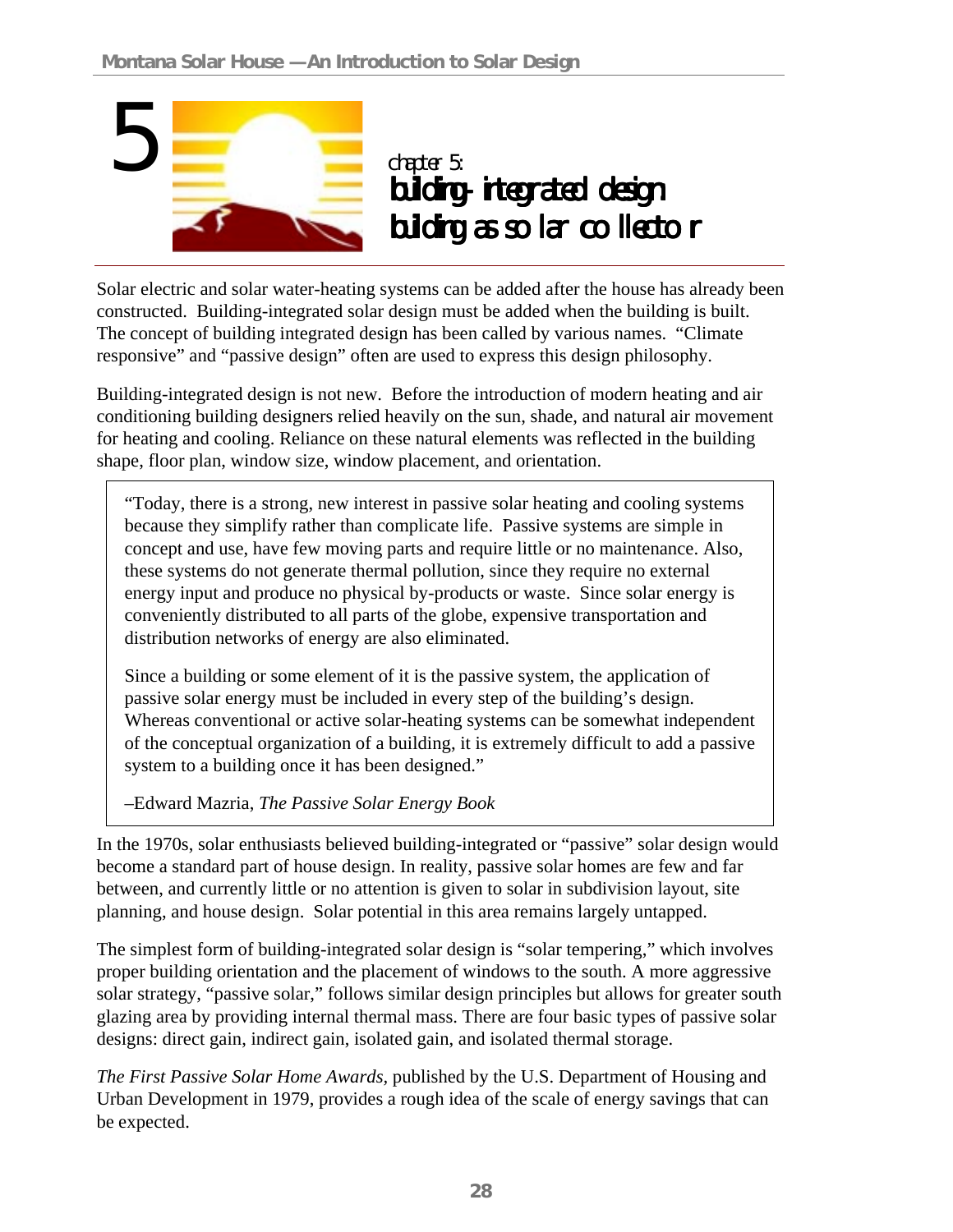# chapter 5: building-integrated design building as solar collector

Solar electric and solar water-heating systems can be added after the house has already been constructed. Building-integrated solar design must be added when the building is built. The concept of building integrated design has been called by various names. "Climate responsive" and "passive design" often are used to express this design philosophy.

Building-integrated design is not new. Before the introduction of modern heating and air conditioning building designers relied heavily on the sun, shade, and natural air movement for heating and cooling. Reliance on these natural elements was reflected in the building shape, floor plan, window size, window placement, and orientation.

> "Today, there is a strong, new interest in passive solar heating and cooling systems because they simplify rather than complicate life. Passive systems are simple in concept and use, have few moving parts and require little or no maintenance. Also, these systems do not generate thermal pollution, since they require no external energy input and produce no physical by-products or waste. Since solar energy is conveniently distributed to all parts of the globe, expensive transportation and distribution networks of energy are also eliminated.
>
> Since a building or some element of it is the passive system, the application of passive solar energy must be included in every step of the building's design. Whereas conventional or active solar-heating systems can be somewhat independent of the conceptual organization of a building, it is extremely difficult to add a passive system to a building once it has been designed."
>
> –Edward Mazria, *The Passive Solar Energy Book*

In the 1970s, solar enthusiasts believed building-integrated or "passive" solar design would become a standard part of house design. In reality, passive solar homes are few and far between, and currently little or no attention is given to solar in subdivision layout, site planning, and house design. Solar potential in this area remains largely untapped.

The simplest form of building-integrated solar design is "solar tempering," which involves proper building orientation and the placement of windows to the south. A more aggressive solar strategy, "passive solar," follows similar design principles but allows for greater south glazing area by providing internal thermal mass. There are four basic types of passive solar designs: direct gain, indirect gain, isolated gain, and isolated thermal storage.

*The First Passive Solar Home Awards*, published by the U.S. Department of Housing and Urban Development in 1979, provides a rough idea of the scale of energy savings that can be expected.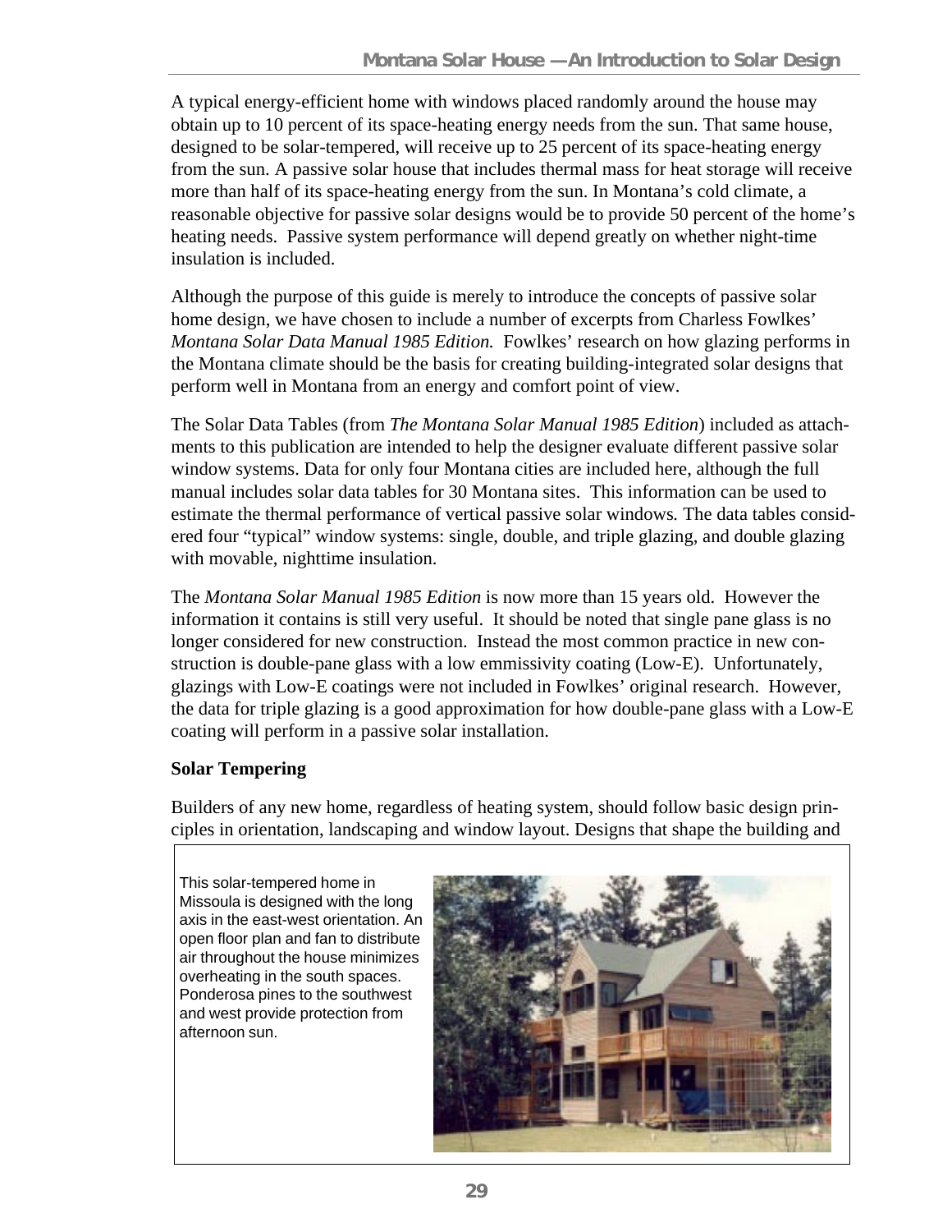A typical energy-efficient home with windows placed randomly around the house may obtain up to 10 percent of its space-heating energy needs from the sun. That same house, designed to be solar-tempered, will receive up to 25 percent of its space-heating energy from the sun. A passive solar house that includes thermal mass for heat storage will receive more than half of its space-heating energy from the sun. In Montana's cold climate, a reasonable objective for passive solar designs would be to provide 50 percent of the home's heating needs. Passive system performance will depend greatly on whether night-time insulation is included.

Although the purpose of this guide is merely to introduce the concepts of passive solar home design, we have chosen to include a number of excerpts from Charless Fowlkes' *Montana Solar Data Manual 1985 Edition.* Fowlkes' research on how glazing performs in the Montana climate should be the basis for creating building-integrated solar designs that perform well in Montana from an energy and comfort point of view.

The Solar Data Tables (from *The Montana Solar Manual 1985 Edition*) included as attachments to this publication are intended to help the designer evaluate different passive solar window systems. Data for only four Montana cities are included here, although the full manual includes solar data tables for 30 Montana sites. This information can be used to estimate the thermal performance of vertical passive solar windows. The data tables considered four "typical" window systems: single, double, and triple glazing, and double glazing with movable, nighttime insulation.

The *Montana Solar Manual 1985 Edition* is now more than 15 years old. However the information it contains is still very useful. It should be noted that single pane glass is no longer considered for new construction. Instead the most common practice in new construction is double-pane glass with a low emmissivity coating (Low-E). Unfortunately, glazings with Low-E coatings were not included in Fowlkes' original research. However, the data for triple glazing is a good approximation for how double-pane glass with a Low-E coating will perform in a passive solar installation.

**Solar Tempering**

Builders of any new home, regardless of heating system, should follow basic design principles in orientation, landscaping and window layout. Designs that shape the building and

This solar-tempered home in Missoula is designed with the long axis in the east-west orientation. An open floor plan and fan to distribute air throughout the house minimizes overheating in the south spaces. Ponderosa pines to the southwest and west provide protection from afternoon sun.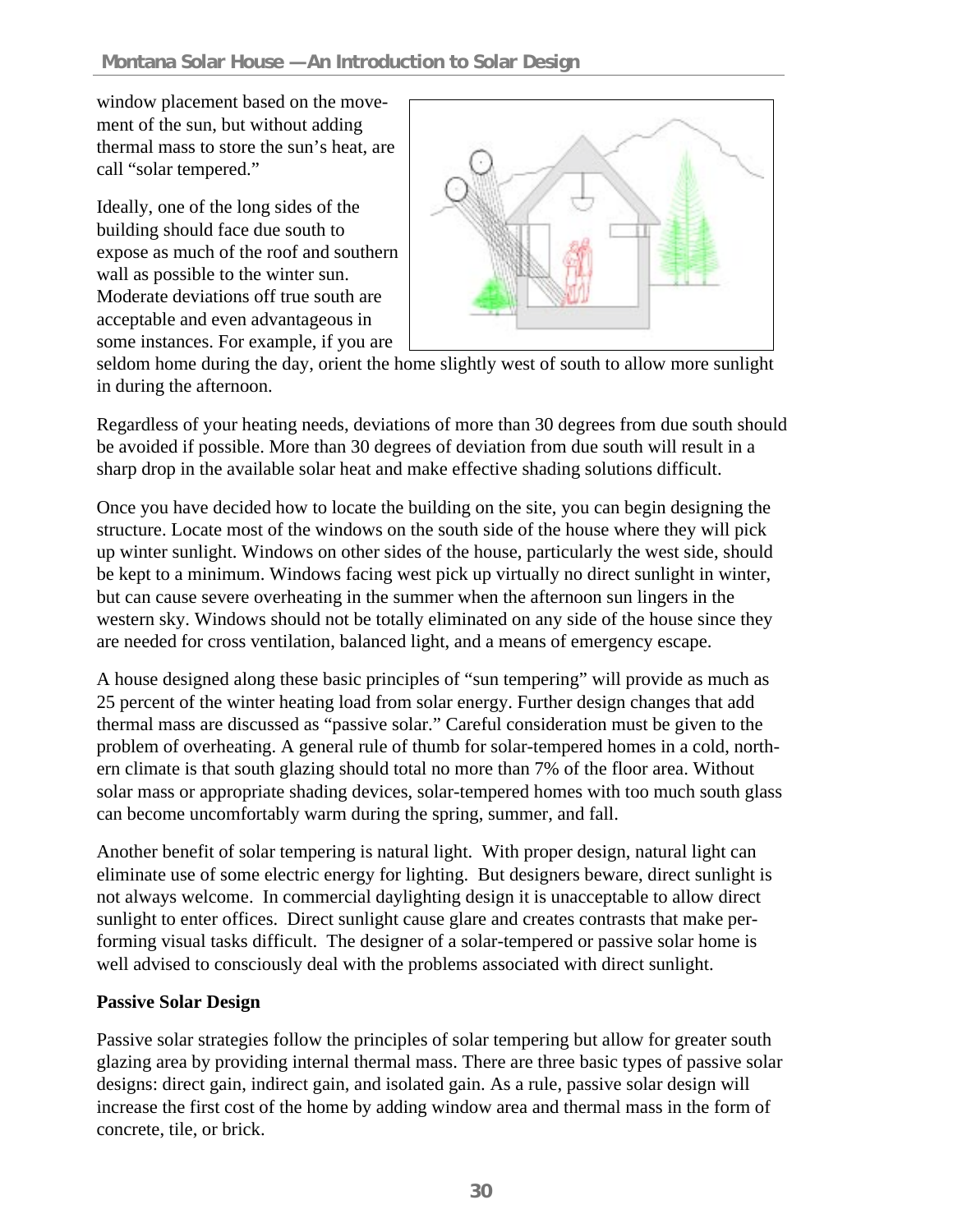window placement based on the movement of the sun, but without adding thermal mass to store the sun's heat, are call "solar tempered."

Ideally, one of the long sides of the building should face due south to expose as much of the roof and southern wall as possible to the winter sun. Moderate deviations off true south are acceptable and even advantageous in some instances. For example, if you are seldom home during the day, orient the home slightly west of south to allow more sunlight in during the afternoon.

Regardless of your heating needs, deviations of more than 30 degrees from due south should be avoided if possible. More than 30 degrees of deviation from due south will result in a sharp drop in the available solar heat and make effective shading solutions difficult.

Once you have decided how to locate the building on the site, you can begin designing the structure. Locate most of the windows on the south side of the house where they will pick up winter sunlight. Windows on other sides of the house, particularly the west side, should be kept to a minimum. Windows facing west pick up virtually no direct sunlight in winter, but can cause severe overheating in the summer when the afternoon sun lingers in the western sky. Windows should not be totally eliminated on any side of the house since they are needed for cross ventilation, balanced light, and a means of emergency escape.

A house designed along these basic principles of "sun tempering" will provide as much as 25 percent of the winter heating load from solar energy. Further design changes that add thermal mass are discussed as "passive solar." Careful consideration must be given to the problem of overheating. A general rule of thumb for solar-tempered homes in a cold, northern climate is that south glazing should total no more than 7% of the floor area. Without solar mass or appropriate shading devices, solar-tempered homes with too much south glass can become uncomfortably warm during the spring, summer, and fall.

Another benefit of solar tempering is natural light. With proper design, natural light can eliminate use of some electric energy for lighting. But designers beware, direct sunlight is not always welcome. In commercial daylighting design it is unacceptable to allow direct sunlight to enter offices. Direct sunlight cause glare and creates contrasts that make performing visual tasks difficult. The designer of a solar-tempered or passive solar home is well advised to consciously deal with the problems associated with direct sunlight.

**Passive Solar Design**

Passive solar strategies follow the principles of solar tempering but allow for greater south glazing area by providing internal thermal mass. There are three basic types of passive solar designs: direct gain, indirect gain, and isolated gain. As a rule, passive solar design will increase the first cost of the home by adding window area and thermal mass in the form of concrete, tile, or brick.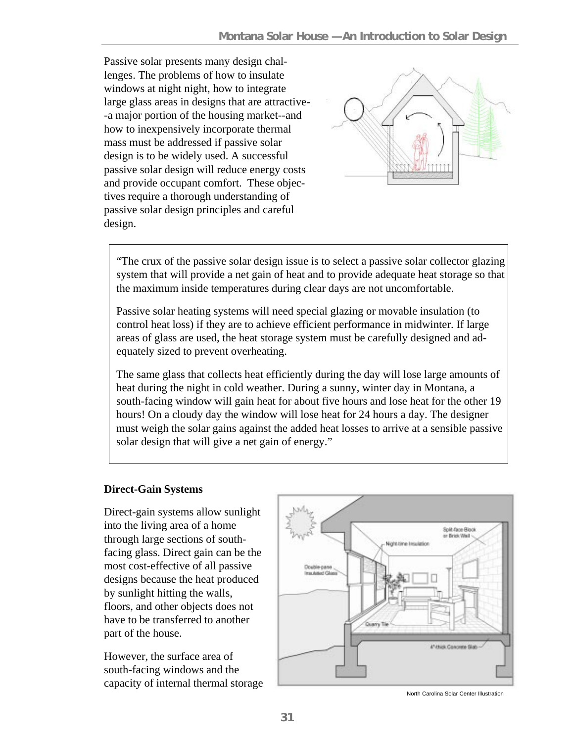Passive solar presents many design challenges. The problems of how to insulate windows at night night, how to integrate large glass areas in designs that are attractive--a major portion of the housing market--and how to inexpensively incorporate thermal mass must be addressed if passive solar design is to be widely used. A successful passive solar design will reduce energy costs and provide occupant comfort. These objectives require a thorough understanding of passive solar design principles and careful design.

> "The crux of the passive solar design issue is to select a passive solar collector glazing system that will provide a net gain of heat and to provide adequate heat storage so that the maximum inside temperatures during clear days are not uncomfortable.
>
> Passive solar heating systems will need special glazing or movable insulation (to control heat loss) if they are to achieve efficient performance in midwinter. If large areas of glass are used, the heat storage system must be carefully designed and adequately sized to prevent overheating.
>
> The same glass that collects heat efficiently during the day will lose large amounts of heat during the night in cold weather. During a sunny, winter day in Montana, a south-facing window will gain heat for about five hours and lose heat for the other 19 hours! On a cloudy day the window will lose heat for 24 hours a day. The designer must weigh the solar gains against the added heat losses to arrive at a sensible passive solar design that will give a net gain of energy."

**Direct-Gain Systems**

Direct-gain systems allow sunlight into the living area of a home through large sections of south-facing glass. Direct gain can be the most cost-effective of all passive designs because the heat produced by sunlight hitting the walls, floors, and other objects does not have to be transferred to another part of the house.

North Carolina Solar Center Illustration

However, the surface area of south-facing windows and the capacity of internal thermal storage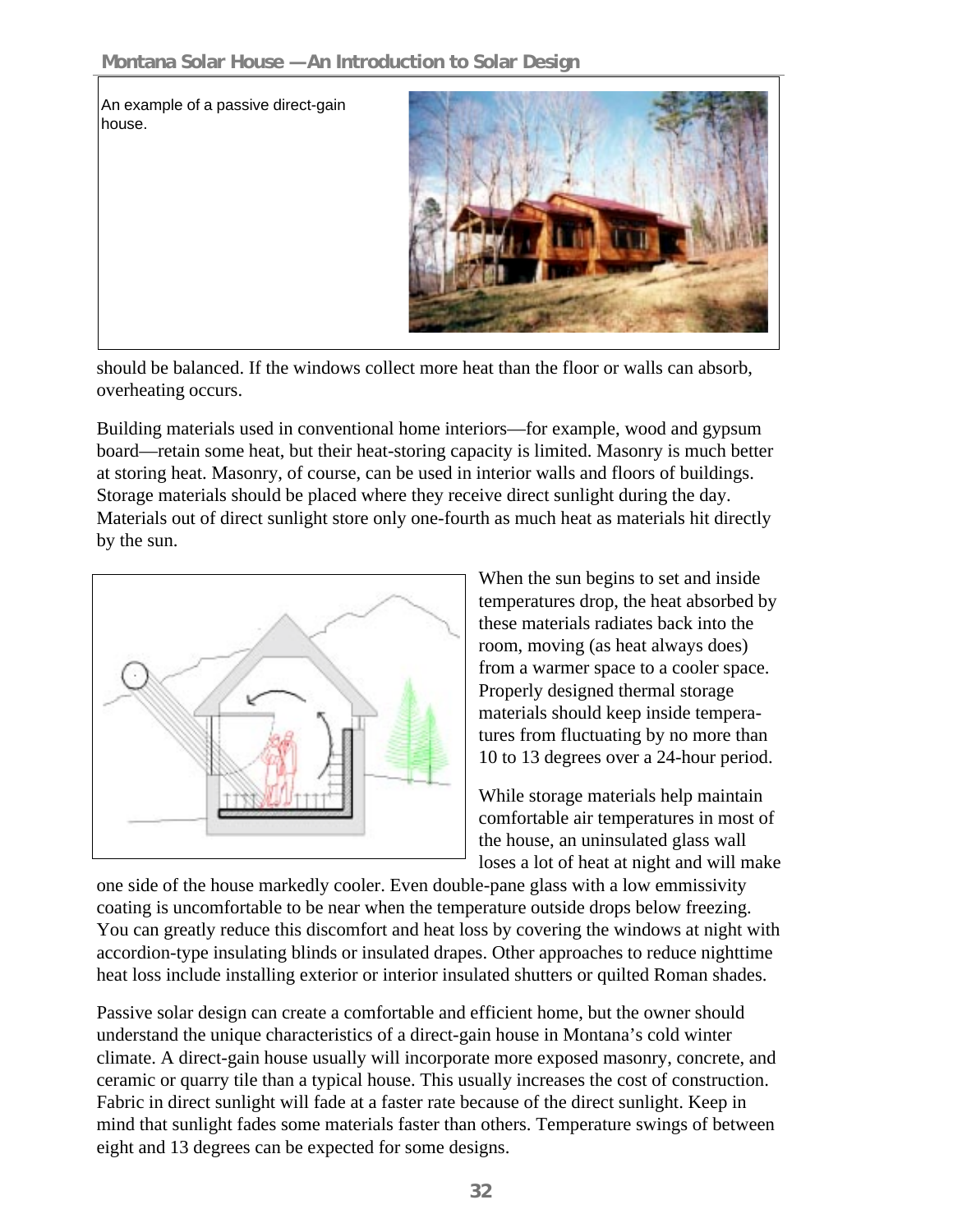An example of a passive direct-gain house.

should be balanced. If the windows collect more heat than the floor or walls can absorb, overheating occurs.

Building materials used in conventional home interiors—for example, wood and gypsum board—retain some heat, but their heat-storing capacity is limited. Masonry is much better at storing heat. Masonry, of course, can be used in interior walls and floors of buildings. Storage materials should be placed where they receive direct sunlight during the day. Materials out of direct sunlight store only one-fourth as much heat as materials hit directly by the sun.

When the sun begins to set and inside temperatures drop, the heat absorbed by these materials radiates back into the room, moving (as heat always does) from a warmer space to a cooler space. Properly designed thermal storage materials should keep inside temperatures from fluctuating by no more than 10 to 13 degrees over a 24-hour period.

While storage materials help maintain comfortable air temperatures in most of the house, an uninsulated glass wall loses a lot of heat at night and will make one side of the house markedly cooler. Even double-pane glass with a low emmissivity coating is uncomfortable to be near when the temperature outside drops below freezing. You can greatly reduce this discomfort and heat loss by covering the windows at night with accordion-type insulating blinds or insulated drapes. Other approaches to reduce nighttime heat loss include installing exterior or interior insulated shutters or quilted Roman shades.

Passive solar design can create a comfortable and efficient home, but the owner should understand the unique characteristics of a direct-gain house in Montana's cold winter climate. A direct-gain house usually will incorporate more exposed masonry, concrete, and ceramic or quarry tile than a typical house. This usually increases the cost of construction. Fabric in direct sunlight will fade at a faster rate because of the direct sunlight. Keep in mind that sunlight fades some materials faster than others. Temperature swings of between eight and 13 degrees can be expected for some designs.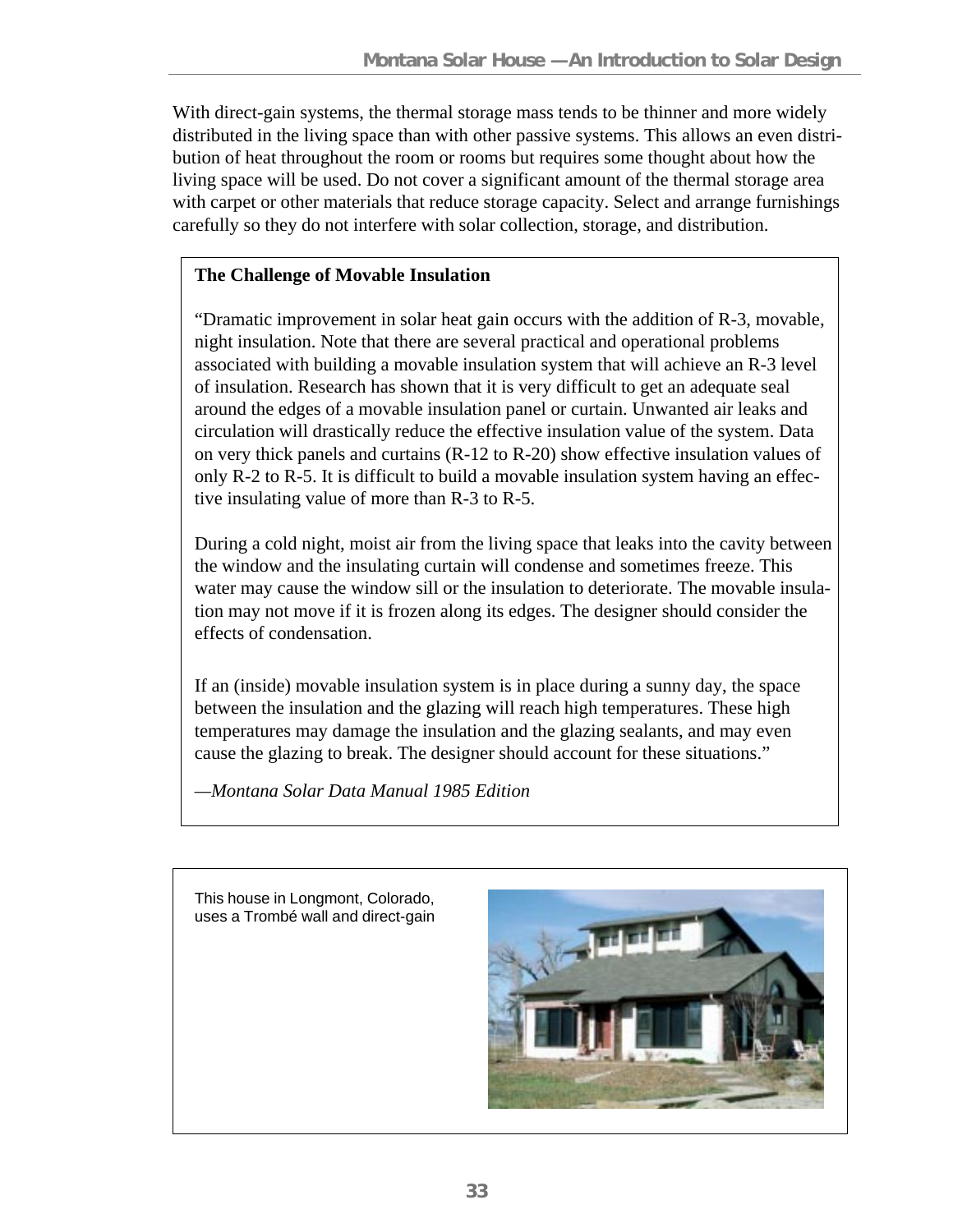With direct-gain systems, the thermal storage mass tends to be thinner and more widely distributed in the living space than with other passive systems. This allows an even distribution of heat throughout the room or rooms but requires some thought about how the living space will be used. Do not cover a significant amount of the thermal storage area with carpet or other materials that reduce storage capacity. Select and arrange furnishings carefully so they do not interfere with solar collection, storage, and distribution.

**The Challenge of Movable Insulation**

"Dramatic improvement in solar heat gain occurs with the addition of R-3, movable, night insulation. Note that there are several practical and operational problems associated with building a movable insulation system that will achieve an R-3 level of insulation. Research has shown that it is very difficult to get an adequate seal around the edges of a movable insulation panel or curtain. Unwanted air leaks and circulation will drastically reduce the effective insulation value of the system. Data on very thick panels and curtains (R-12 to R-20) show effective insulation values of only R-2 to R-5. It is difficult to build a movable insulation system having an effective insulating value of more than R-3 to R-5.

During a cold night, moist air from the living space that leaks into the cavity between the window and the insulating curtain will condense and sometimes freeze. This water may cause the window sill or the insulation to deteriorate. The movable insulation may not move if it is frozen along its edges. The designer should consider the effects of condensation.

If an (inside) movable insulation system is in place during a sunny day, the space between the insulation and the glazing will reach high temperatures. These high temperatures may damage the insulation and the glazing sealants, and may even cause the glazing to break. The designer should account for these situations."

—*Montana Solar Data Manual 1985 Edition*

This house in Longmont, Colorado, uses a Trombé wall and direct-gain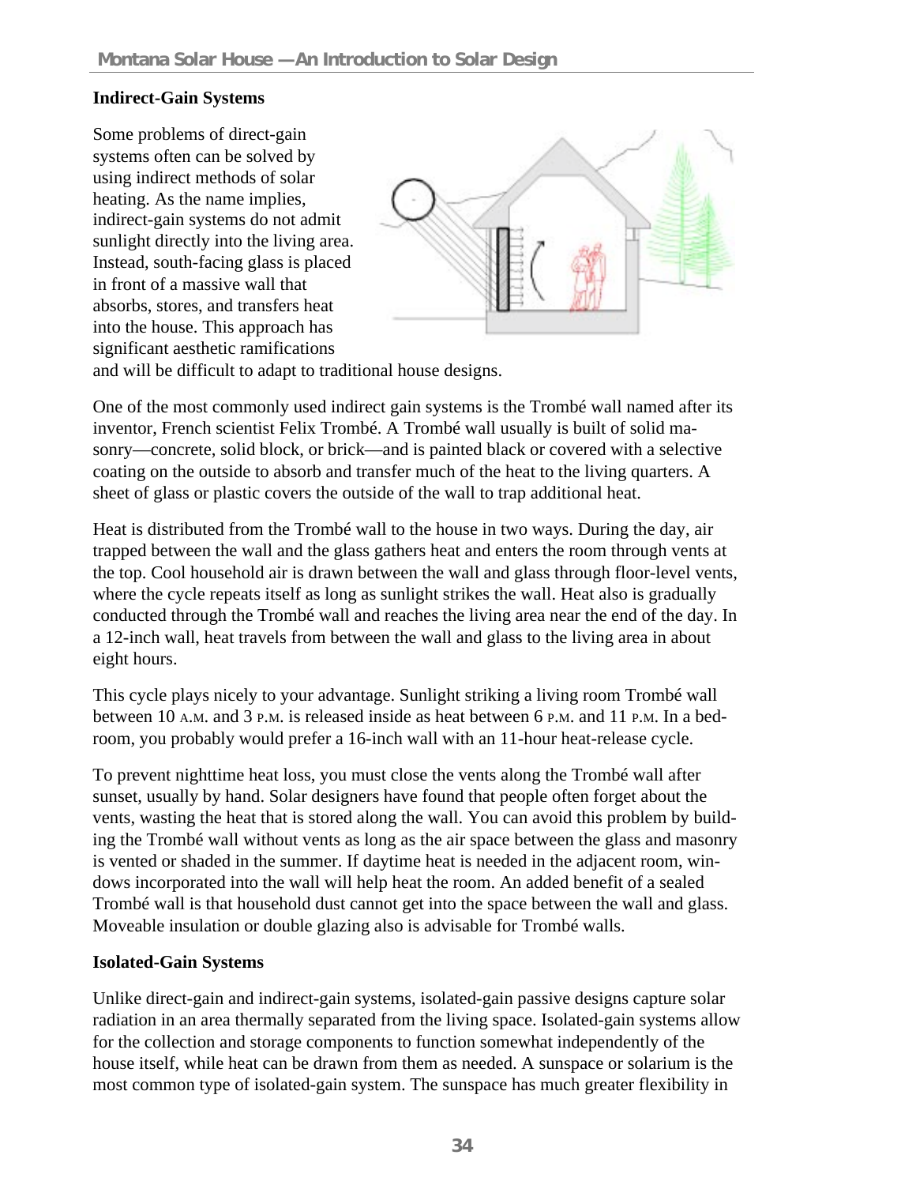### Indirect-Gain Systems

Some problems of direct-gain systems often can be solved by using indirect methods of solar heating. As the name implies, indirect-gain systems do not admit sunlight directly into the living area. Instead, south-facing glass is placed in front of a massive wall that absorbs, stores, and transfers heat into the house. This approach has significant aesthetic ramifications and will be difficult to adapt to traditional house designs.

One of the most commonly used indirect gain systems is the Trombé wall named after its inventor, French scientist Felix Trombé. A Trombé wall usually is built of solid masonry—concrete, solid block, or brick—and is painted black or covered with a selective coating on the outside to absorb and transfer much of the heat to the living quarters. A sheet of glass or plastic covers the outside of the wall to trap additional heat.

Heat is distributed from the Trombé wall to the house in two ways. During the day, air trapped between the wall and the glass gathers heat and enters the room through vents at the top. Cool household air is drawn between the wall and glass through floor-level vents, where the cycle repeats itself as long as sunlight strikes the wall. Heat also is gradually conducted through the Trombé wall and reaches the living area near the end of the day. In a 12-inch wall, heat travels from between the wall and glass to the living area in about eight hours.

This cycle plays nicely to your advantage. Sunlight striking a living room Trombé wall between 10 A.M. and 3 P.M. is released inside as heat between 6 P.M. and 11 P.M. In a bedroom, you probably would prefer a 16-inch wall with an 11-hour heat-release cycle.

To prevent nighttime heat loss, you must close the vents along the Trombé wall after sunset, usually by hand. Solar designers have found that people often forget about the vents, wasting the heat that is stored along the wall. You can avoid this problem by building the Trombé wall without vents as long as the air space between the glass and masonry is vented or shaded in the summer. If daytime heat is needed in the adjacent room, windows incorporated into the wall will help heat the room. An added benefit of a sealed Trombé wall is that household dust cannot get into the space between the wall and glass. Moveable insulation or double glazing also is advisable for Trombé walls.

### Isolated-Gain Systems

Unlike direct-gain and indirect-gain systems, isolated-gain passive designs capture solar radiation in an area thermally separated from the living space. Isolated-gain systems allow for the collection and storage components to function somewhat independently of the house itself, while heat can be drawn from them as needed. A sunspace or solarium is the most common type of isolated-gain system. The sunspace has much greater flexibility in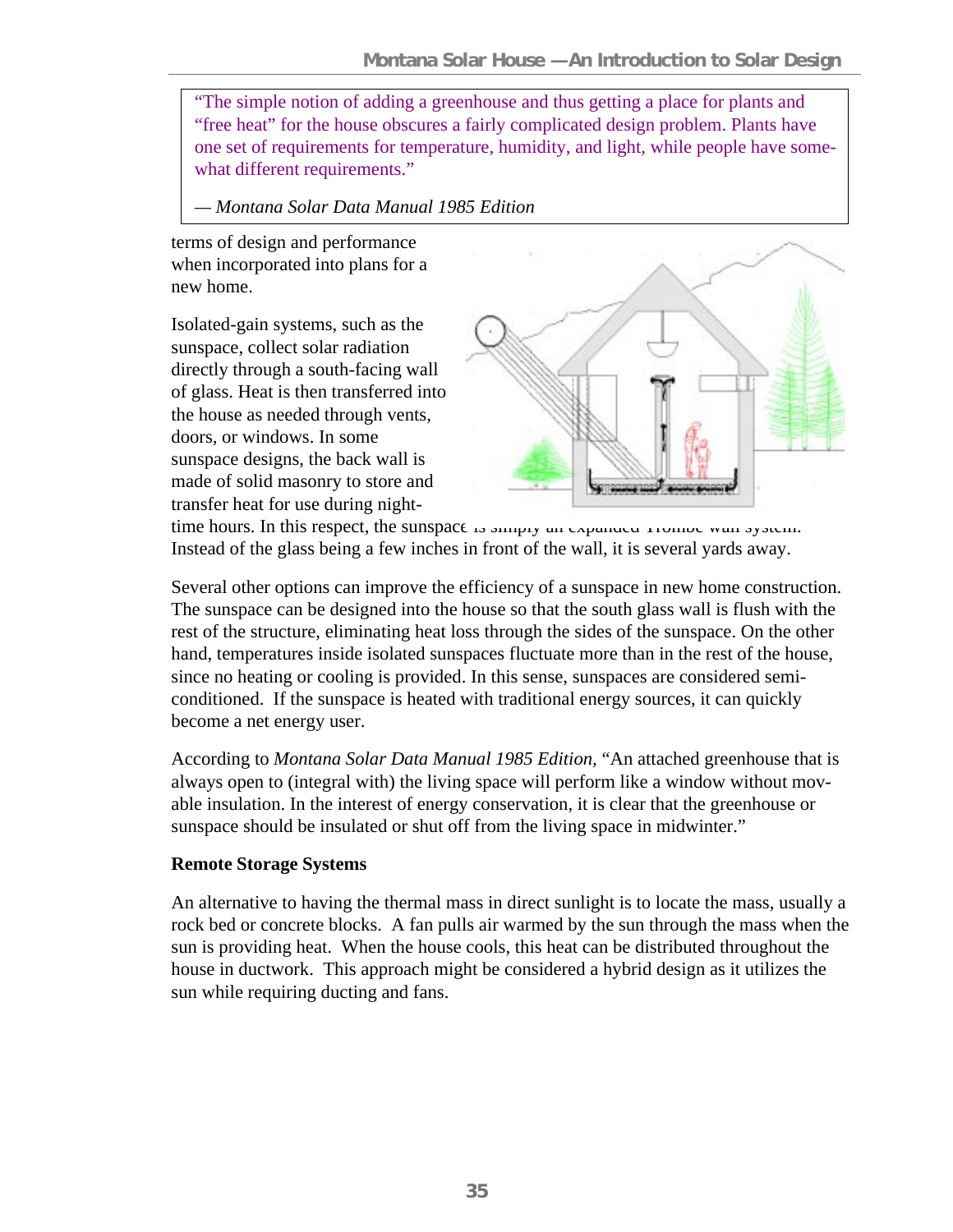> "The simple notion of adding a greenhouse and thus getting a place for plants and "free heat" for the house obscures a fairly complicated design problem. Plants have one set of requirements for temperature, humidity, and light, while people have somewhat different requirements."
>
> — *Montana Solar Data Manual 1985 Edition*

terms of design and performance when incorporated into plans for a new home.

Isolated-gain systems, such as the sunspace, collect solar radiation directly through a south-facing wall of glass. Heat is then transferred into the house as needed through vents, doors, or windows. In some sunspace designs, the back wall is made of solid masonry to store and transfer heat for use during night-time hours. In this respect, the sunspace is simply an expanded Trombe wall system. Instead of the glass being a few inches in front of the wall, it is several yards away.

Several other options can improve the efficiency of a sunspace in new home construction. The sunspace can be designed into the house so that the south glass wall is flush with the rest of the structure, eliminating heat loss through the sides of the sunspace. On the other hand, temperatures inside isolated sunspaces fluctuate more than in the rest of the house, since no heating or cooling is provided. In this sense, sunspaces are considered semi-conditioned. If the sunspace is heated with traditional energy sources, it can quickly become a net energy user.

According to *Montana Solar Data Manual 1985 Edition,* "An attached greenhouse that is always open to (integral with) the living space will perform like a window without movable insulation. In the interest of energy conservation, it is clear that the greenhouse or sunspace should be insulated or shut off from the living space in midwinter."

**Remote Storage Systems**

An alternative to having the thermal mass in direct sunlight is to locate the mass, usually a rock bed or concrete blocks. A fan pulls air warmed by the sun through the mass when the sun is providing heat. When the house cools, this heat can be distributed throughout the house in ductwork. This approach might be considered a hybrid design as it utilizes the sun while requiring ducting and fans.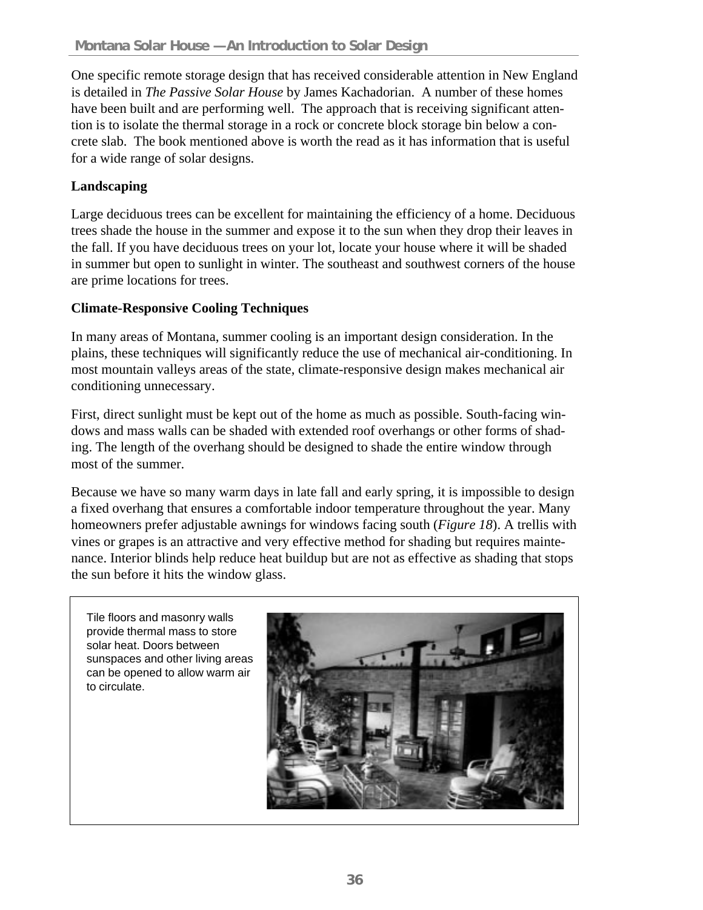One specific remote storage design that has received considerable attention in New England is detailed in *The Passive Solar House* by James Kachadorian. A number of these homes have been built and are performing well. The approach that is receiving significant attention is to isolate the thermal storage in a rock or concrete block storage bin below a concrete slab. The book mentioned above is worth the read as it has information that is useful for a wide range of solar designs.

**Landscaping**

Large deciduous trees can be excellent for maintaining the efficiency of a home. Deciduous trees shade the house in the summer and expose it to the sun when they drop their leaves in the fall. If you have deciduous trees on your lot, locate your house where it will be shaded in summer but open to sunlight in winter. The southeast and southwest corners of the house are prime locations for trees.

**Climate-Responsive Cooling Techniques**

In many areas of Montana, summer cooling is an important design consideration. In the plains, these techniques will significantly reduce the use of mechanical air-conditioning. In most mountain valleys areas of the state, climate-responsive design makes mechanical air conditioning unnecessary.

First, direct sunlight must be kept out of the home as much as possible. South-facing windows and mass walls can be shaded with extended roof overhangs or other forms of shading. The length of the overhang should be designed to shade the entire window through most of the summer.

Because we have so many warm days in late fall and early spring, it is impossible to design a fixed overhang that ensures a comfortable indoor temperature throughout the year. Many homeowners prefer adjustable awnings for windows facing south (*Figure 18*). A trellis with vines or grapes is an attractive and very effective method for shading but requires maintenance. Interior blinds help reduce heat buildup but are not as effective as shading that stops the sun before it hits the window glass.

Tile floors and masonry walls provide thermal mass to store solar heat. Doors between sunspaces and other living areas can be opened to allow warm air to circulate.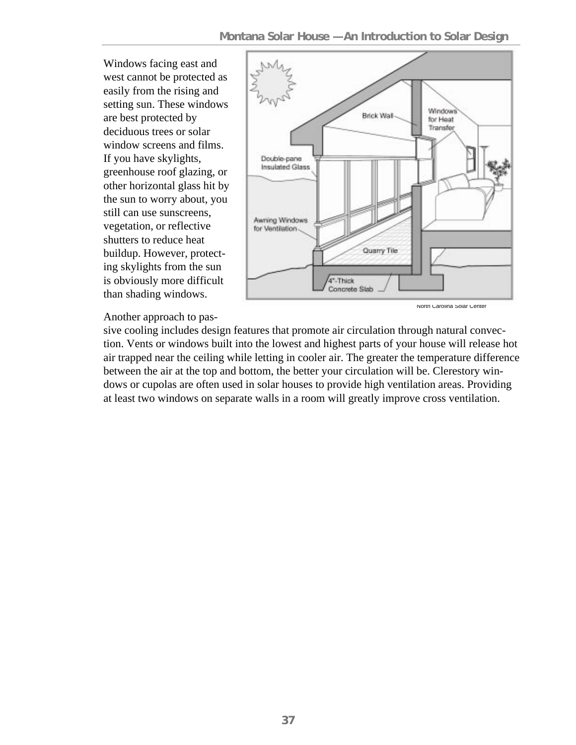Windows facing east and west cannot be protected as easily from the rising and setting sun. These windows are best protected by deciduous trees or solar window screens and films. If you have skylights, greenhouse roof glazing, or other horizontal glass hit by the sun to worry about, you still can use sunscreens, vegetation, or reflective shutters to reduce heat buildup. However, protecting skylights from the sun is obviously more difficult than shading windows.

North Carolina Solar Center

Another approach to passive cooling includes design features that promote air circulation through natural convection. Vents or windows built into the lowest and highest parts of your house will release hot air trapped near the ceiling while letting in cooler air. The greater the temperature difference between the air at the top and bottom, the better your circulation will be. Clerestory windows or cupolas are often used in solar houses to provide high ventilation areas. Providing at least two windows on separate walls in a room will greatly improve cross ventilation.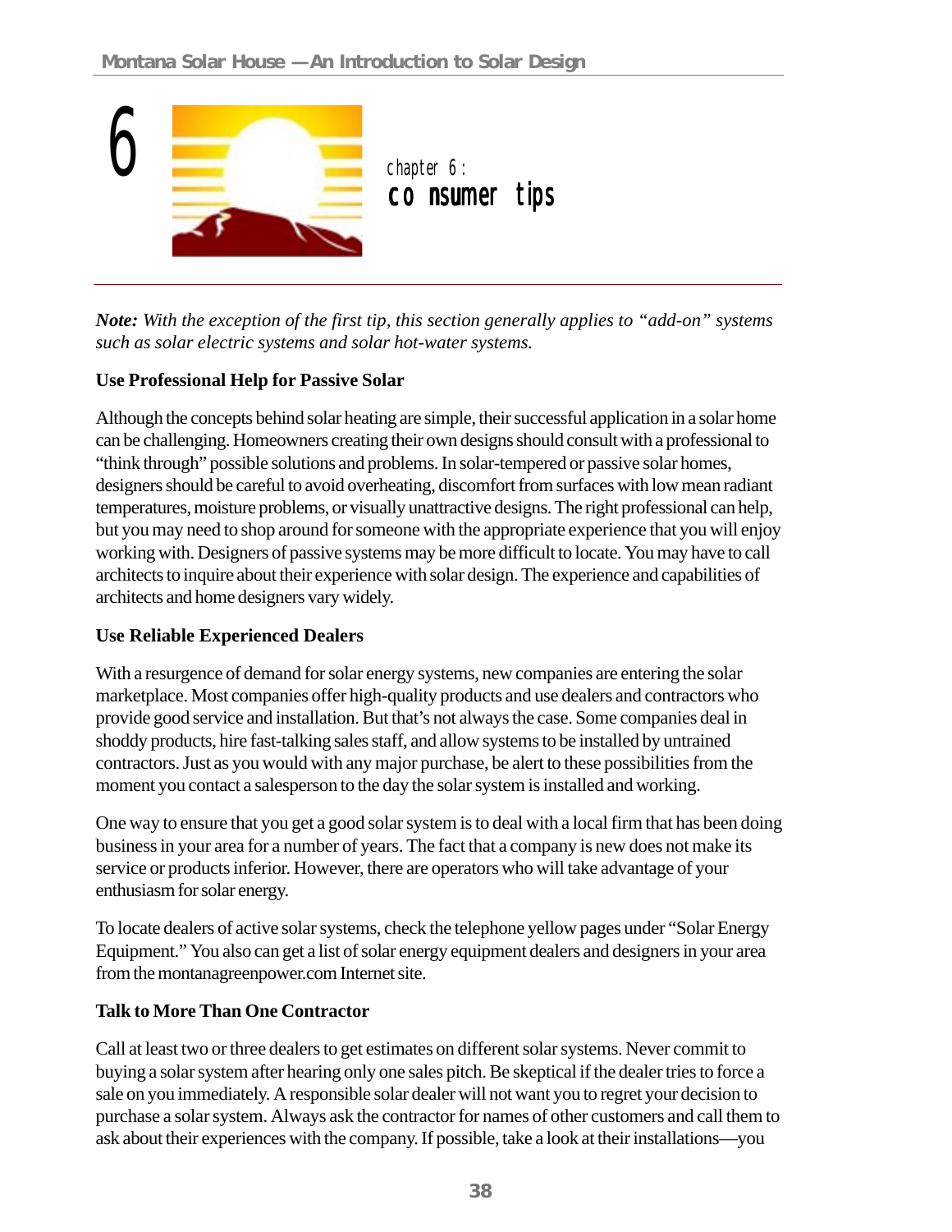# 6 chapter 6: consumer tips

*Note: With the exception of the first tip, this section generally applies to "add-on" systems such as solar electric systems and solar hot-water systems.*

### Use Professional Help for Passive Solar

Although the concepts behind solar heating are simple, their successful application in a solar home can be challenging. Homeowners creating their own designs should consult with a professional to "think through" possible solutions and problems. In solar-tempered or passive solar homes, designers should be careful to avoid overheating, discomfort from surfaces with low mean radiant temperatures, moisture problems, or visually unattractive designs. The right professional can help, but you may need to shop around for someone with the appropriate experience that you will enjoy working with. Designers of passive systems may be more difficult to locate. You may have to call architects to inquire about their experience with solar design. The experience and capabilities of architects and home designers vary widely.

### Use Reliable Experienced Dealers

With a resurgence of demand for solar energy systems, new companies are entering the solar marketplace. Most companies offer high-quality products and use dealers and contractors who provide good service and installation. But that's not always the case. Some companies deal in shoddy products, hire fast-talking sales staff, and allow systems to be installed by untrained contractors. Just as you would with any major purchase, be alert to these possibilities from the moment you contact a salesperson to the day the solar system is installed and working.

One way to ensure that you get a good solar system is to deal with a local firm that has been doing business in your area for a number of years. The fact that a company is new does not make its service or products inferior. However, there are operators who will take advantage of your enthusiasm for solar energy.

To locate dealers of active solar systems, check the telephone yellow pages under "Solar Energy Equipment." You also can get a list of solar energy equipment dealers and designers in your area from the montanagreenpower.com Internet site.

### Talk to More Than One Contractor

Call at least two or three dealers to get estimates on different solar systems. Never commit to buying a solar system after hearing only one sales pitch. Be skeptical if the dealer tries to force a sale on you immediately. A responsible solar dealer will not want you to regret your decision to purchase a solar system. Always ask the contractor for names of other customers and call them to ask about their experiences with the company. If possible, take a look at their installations—you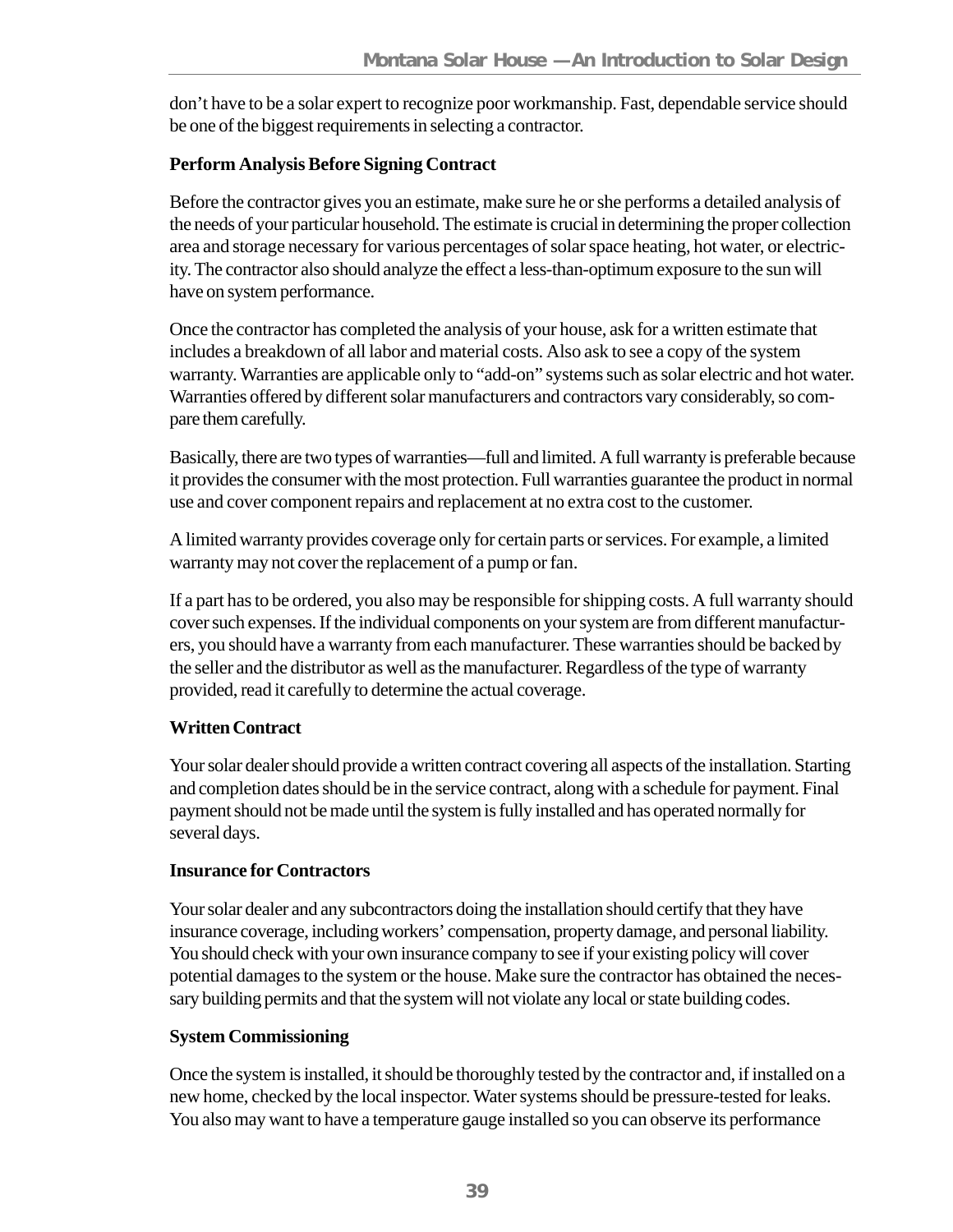don't have to be a solar expert to recognize poor workmanship. Fast, dependable service should be one of the biggest requirements in selecting a contractor.

**Perform Analysis Before Signing Contract**

Before the contractor gives you an estimate, make sure he or she performs a detailed analysis of the needs of your particular household. The estimate is crucial in determining the proper collection area and storage necessary for various percentages of solar space heating, hot water, or electricity. The contractor also should analyze the effect a less-than-optimum exposure to the sun will have on system performance.

Once the contractor has completed the analysis of your house, ask for a written estimate that includes a breakdown of all labor and material costs. Also ask to see a copy of the system warranty. Warranties are applicable only to "add-on" systems such as solar electric and hot water. Warranties offered by different solar manufacturers and contractors vary considerably, so compare them carefully.

Basically, there are two types of warranties—full and limited. A full warranty is preferable because it provides the consumer with the most protection. Full warranties guarantee the product in normal use and cover component repairs and replacement at no extra cost to the customer.

A limited warranty provides coverage only for certain parts or services. For example, a limited warranty may not cover the replacement of a pump or fan.

If a part has to be ordered, you also may be responsible for shipping costs. A full warranty should cover such expenses. If the individual components on your system are from different manufacturers, you should have a warranty from each manufacturer. These warranties should be backed by the seller and the distributor as well as the manufacturer. Regardless of the type of warranty provided, read it carefully to determine the actual coverage.

**Written Contract**

Your solar dealer should provide a written contract covering all aspects of the installation. Starting and completion dates should be in the service contract, along with a schedule for payment. Final payment should not be made until the system is fully installed and has operated normally for several days.

**Insurance for Contractors**

Your solar dealer and any subcontractors doing the installation should certify that they have insurance coverage, including workers' compensation, property damage, and personal liability. You should check with your own insurance company to see if your existing policy will cover potential damages to the system or the house. Make sure the contractor has obtained the necessary building permits and that the system will not violate any local or state building codes.

**System Commissioning**

Once the system is installed, it should be thoroughly tested by the contractor and, if installed on a new home, checked by the local inspector. Water systems should be pressure-tested for leaks. You also may want to have a temperature gauge installed so you can observe its performance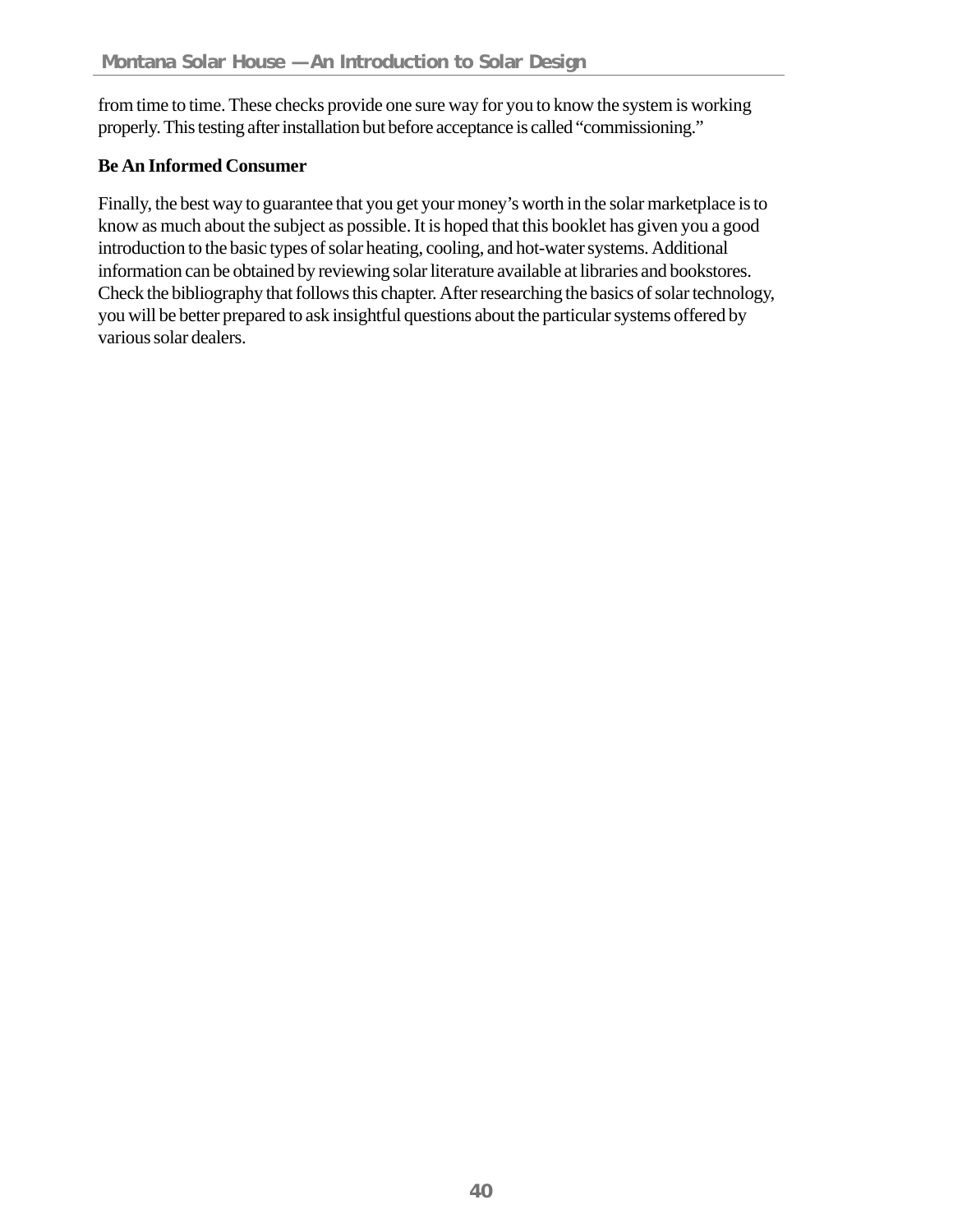from time to time. These checks provide one sure way for you to know the system is working properly. This testing after installation but before acceptance is called "commissioning."

**Be An Informed Consumer**

Finally, the best way to guarantee that you get your money's worth in the solar marketplace is to know as much about the subject as possible. It is hoped that this booklet has given you a good introduction to the basic types of solar heating, cooling, and hot-water systems. Additional information can be obtained by reviewing solar literature available at libraries and bookstores. Check the bibliography that follows this chapter. After researching the basics of solar technology, you will be better prepared to ask insightful questions about the particular systems offered by various solar dealers.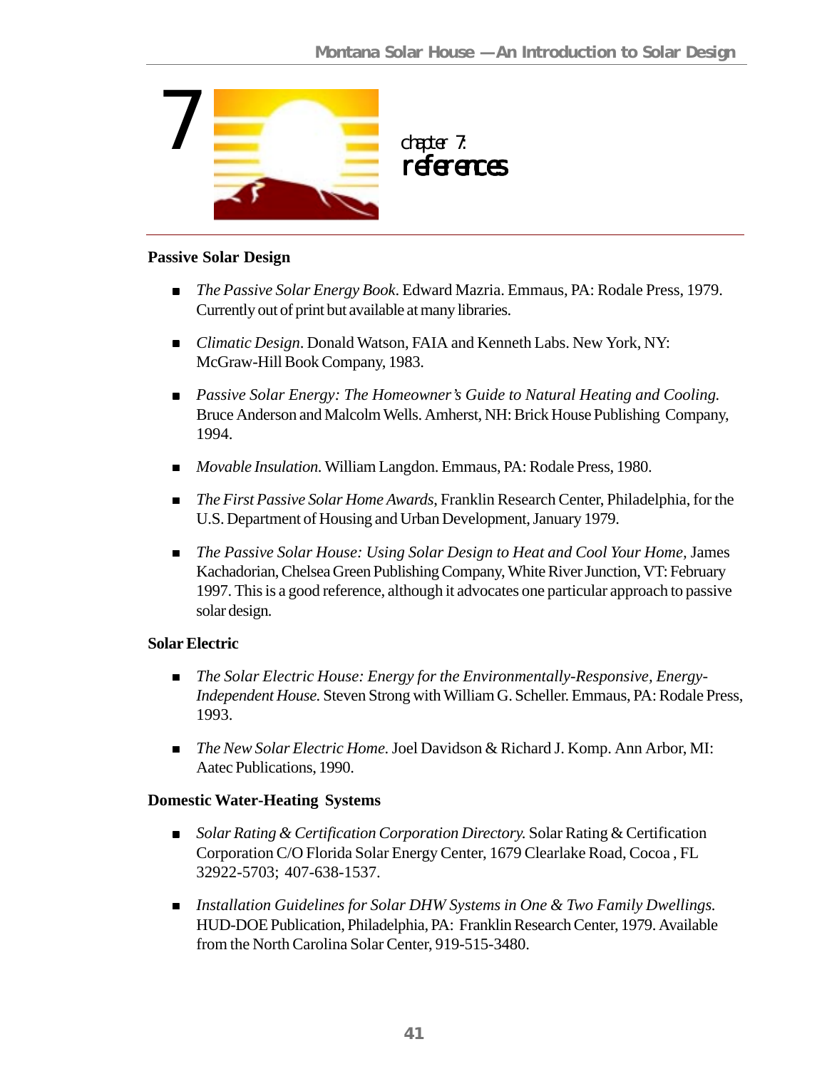# chapter 7: references

### Passive Solar Design

- *The Passive Solar Energy Book*. Edward Mazria. Emmaus, PA: Rodale Press, 1979. Currently out of print but available at many libraries.
- *Climatic Design*. Donald Watson, FAIA and Kenneth Labs. New York, NY: McGraw-Hill Book Company, 1983.
- *Passive Solar Energy: The Homeowner's Guide to Natural Heating and Cooling.* Bruce Anderson and Malcolm Wells. Amherst, NH: Brick House Publishing Company, 1994.
- *Movable Insulation.* William Langdon. Emmaus, PA: Rodale Press, 1980.
- *The First Passive Solar Home Awards*, Franklin Research Center, Philadelphia, for the U.S. Department of Housing and Urban Development, January 1979.
- *The Passive Solar House: Using Solar Design to Heat and Cool Your Home,* James Kachadorian, Chelsea Green Publishing Company, White River Junction, VT: February 1997. This is a good reference, although it advocates one particular approach to passive solar design.

### Solar Electric

- *The Solar Electric House: Energy for the Environmentally-Responsive, Energy-Independent House.* Steven Strong with William G. Scheller. Emmaus, PA: Rodale Press, 1993.
- *The New Solar Electric Home.* Joel Davidson & Richard J. Komp. Ann Arbor, MI: Aatec Publications, 1990.

### Domestic Water-Heating Systems

- *Solar Rating & Certification Corporation Directory.* Solar Rating & Certification Corporation C/O Florida Solar Energy Center, 1679 Clearlake Road, Cocoa , FL 32922-5703; 407-638-1537.
- *Installation Guidelines for Solar DHW Systems in One & Two Family Dwellings.* HUD-DOE Publication, Philadelphia, PA: Franklin Research Center, 1979. Available from the North Carolina Solar Center, 919-515-3480.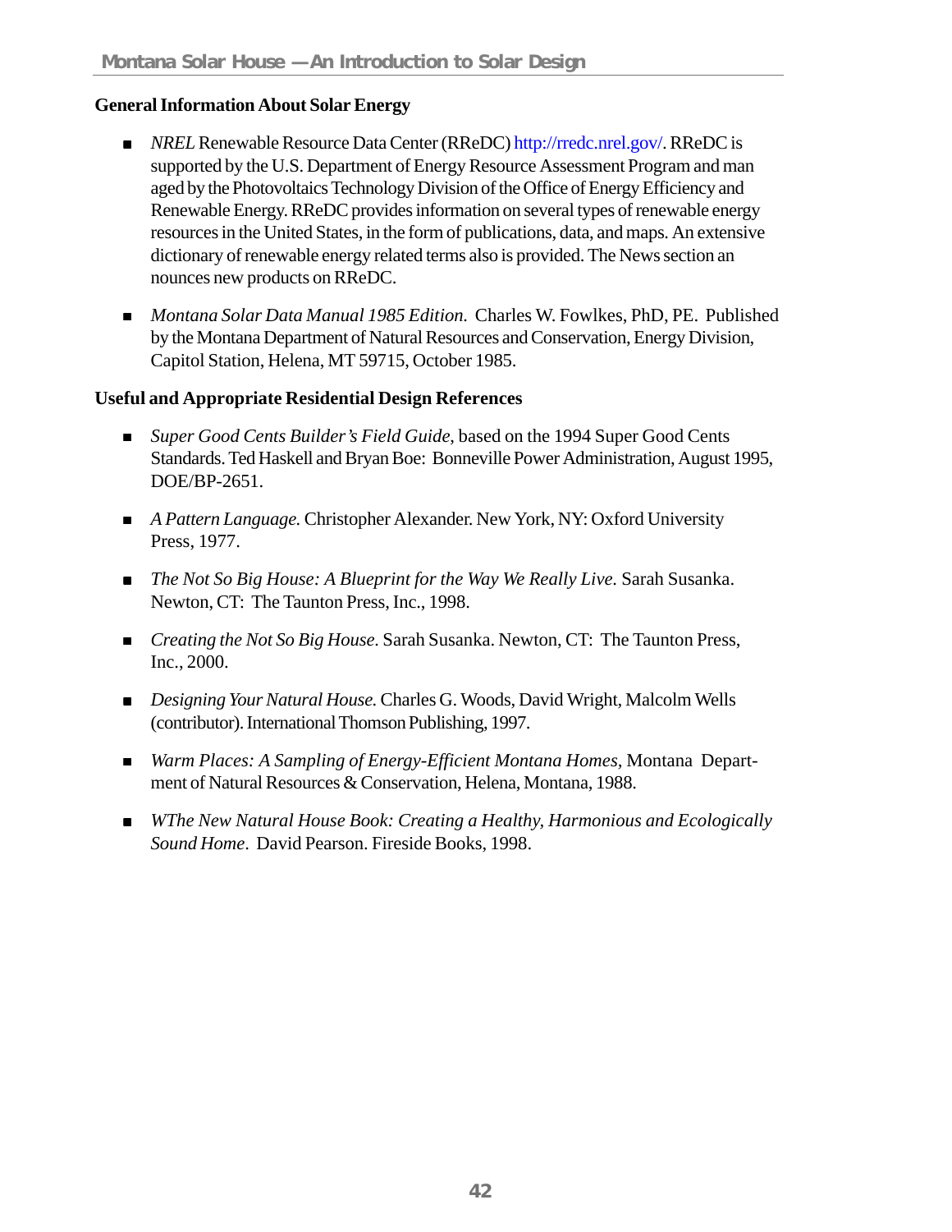### General Information About Solar Energy

- *NREL* Renewable Resource Data Center (RReDC) http://rredc.nrel.gov/. RReDC is supported by the U.S. Department of Energy Resource Assessment Program and managed by the Photovoltaics Technology Division of the Office of Energy Efficiency and Renewable Energy. RReDC provides information on several types of renewable energy resources in the United States, in the form of publications, data, and maps. An extensive dictionary of renewable energy related terms also is provided. The News section announces new products on RReDC.

- *Montana Solar Data Manual 1985 Edition.* Charles W. Fowlkes, PhD, PE. Published by the Montana Department of Natural Resources and Conservation, Energy Division, Capitol Station, Helena, MT 59715, October 1985.

### Useful and Appropriate Residential Design References

- *Super Good Cents Builder's Field Guide*, based on the 1994 Super Good Cents Standards. Ted Haskell and Bryan Boe: Bonneville Power Administration, August 1995, DOE/BP-2651.

- *A Pattern Language.* Christopher Alexander. New York, NY: Oxford University Press, 1977.

- *The Not So Big House: A Blueprint for the Way We Really Live.* Sarah Susanka. Newton, CT: The Taunton Press, Inc., 1998.

- *Creating the Not So Big House.* Sarah Susanka. Newton, CT: The Taunton Press, Inc., 2000.

- *Designing Your Natural House.* Charles G. Woods, David Wright, Malcolm Wells (contributor). International Thomson Publishing, 1997.

- *Warm Places: A Sampling of Energy-Efficient Montana Homes*, Montana Department of Natural Resources & Conservation, Helena, Montana, 1988.

- *WThe New Natural House Book: Creating a Healthy, Harmonious and Ecologically Sound Home*. David Pearson. Fireside Books, 1998.